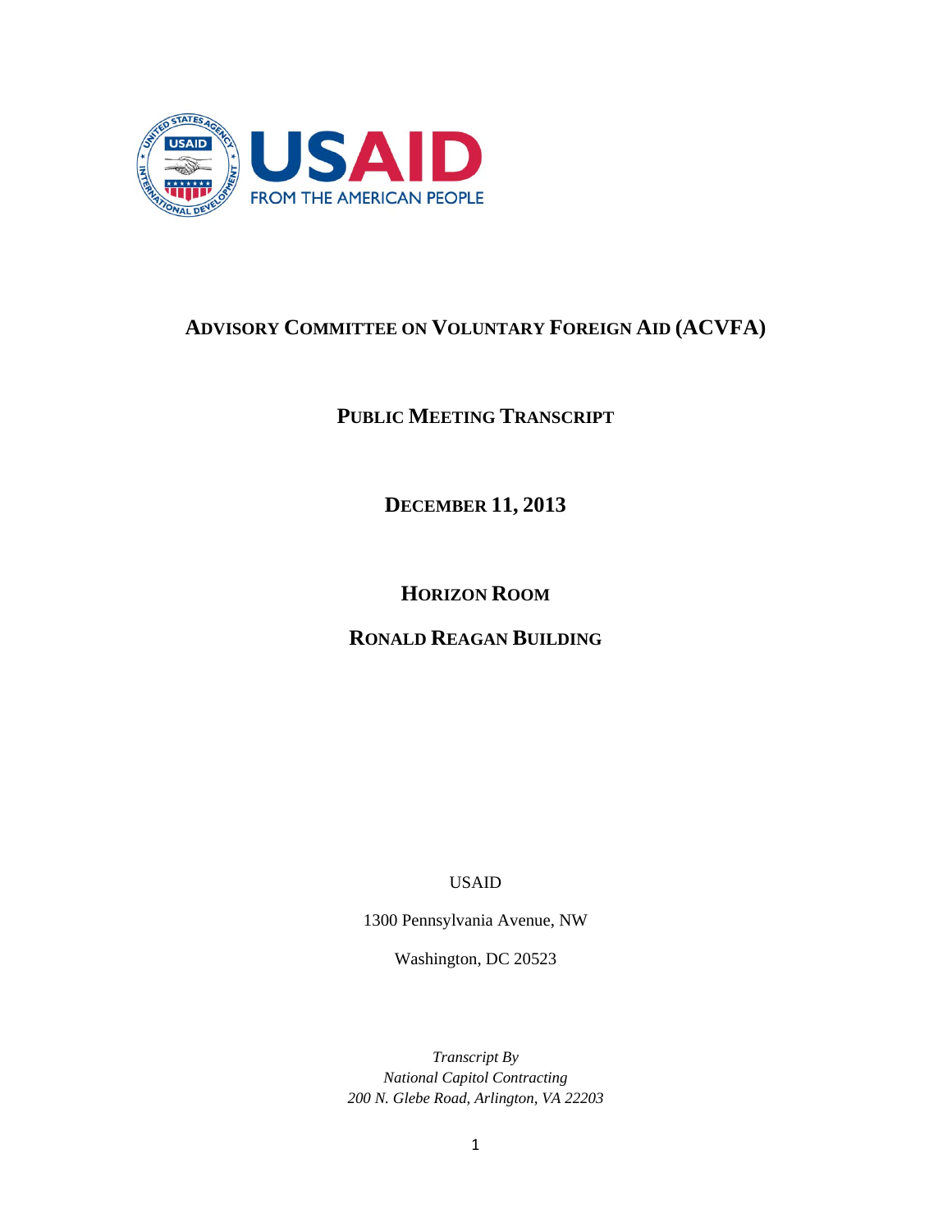USAID
FROM THE AMERICAN PEOPLE

# ADVISORY COMMITTEE ON VOLUNTARY FOREIGN AID (ACVFA)

## PUBLIC MEETING TRANSCRIPT

## DECEMBER 11, 2013

## HORIZON ROOM

## RONALD REAGAN BUILDING

USAID

1300 Pennsylvania Avenue, NW

Washington, DC 20523

*Transcript By*
*National Capitol Contracting*
*200 N. Glebe Road, Arlington, VA 22203*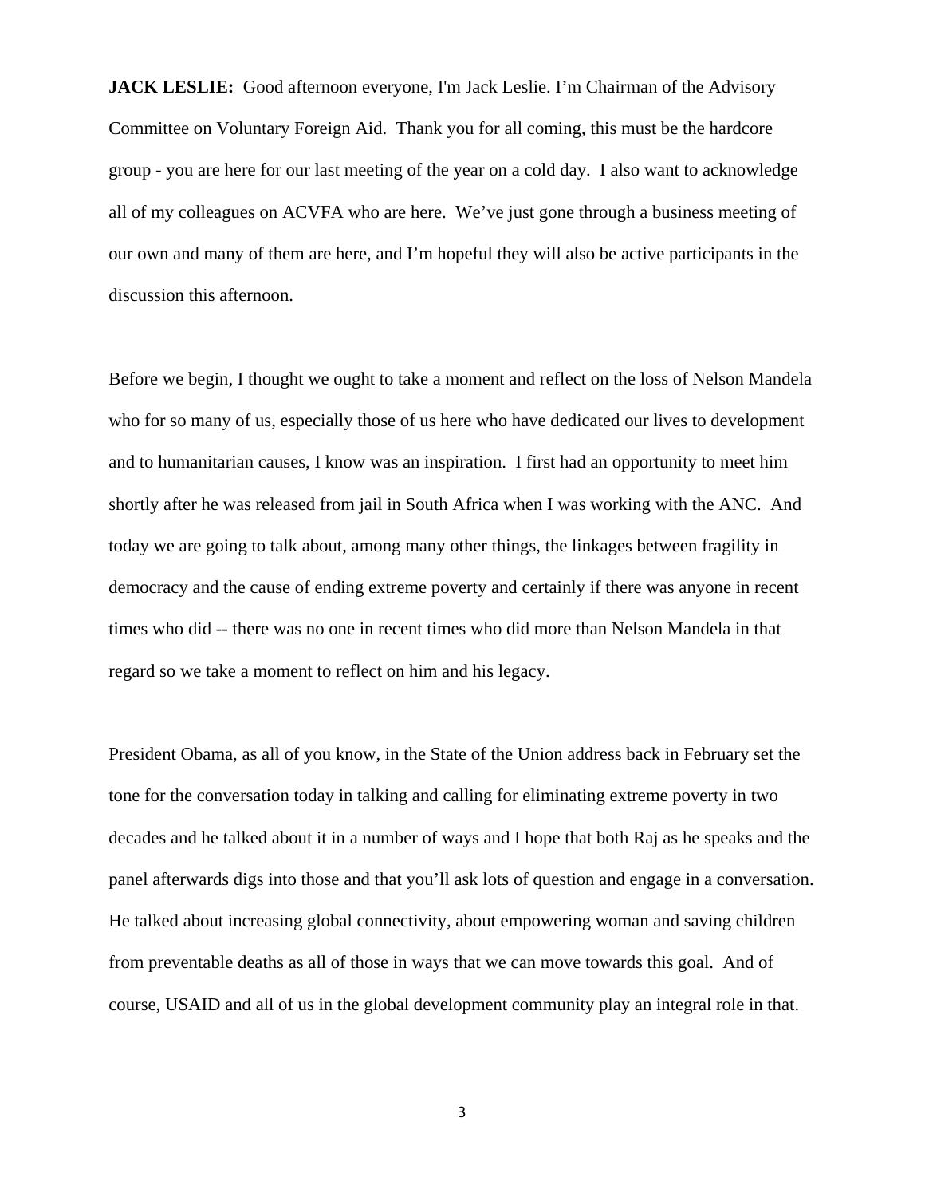**JACK LESLIE:** Good afternoon everyone, I'm Jack Leslie. I'm Chairman of the Advisory Committee on Voluntary Foreign Aid. Thank you for all coming, this must be the hardcore group - you are here for our last meeting of the year on a cold day. I also want to acknowledge all of my colleagues on ACVFA who are here. We've just gone through a business meeting of our own and many of them are here, and I'm hopeful they will also be active participants in the discussion this afternoon.

Before we begin, I thought we ought to take a moment and reflect on the loss of Nelson Mandela who for so many of us, especially those of us here who have dedicated our lives to development and to humanitarian causes, I know was an inspiration. I first had an opportunity to meet him shortly after he was released from jail in South Africa when I was working with the ANC. And today we are going to talk about, among many other things, the linkages between fragility in democracy and the cause of ending extreme poverty and certainly if there was anyone in recent times who did -- there was no one in recent times who did more than Nelson Mandela in that regard so we take a moment to reflect on him and his legacy.

President Obama, as all of you know, in the State of the Union address back in February set the tone for the conversation today in talking and calling for eliminating extreme poverty in two decades and he talked about it in a number of ways and I hope that both Raj as he speaks and the panel afterwards digs into those and that you'll ask lots of question and engage in a conversation. He talked about increasing global connectivity, about empowering woman and saving children from preventable deaths as all of those in ways that we can move towards this goal. And of course, USAID and all of us in the global development community play an integral role in that.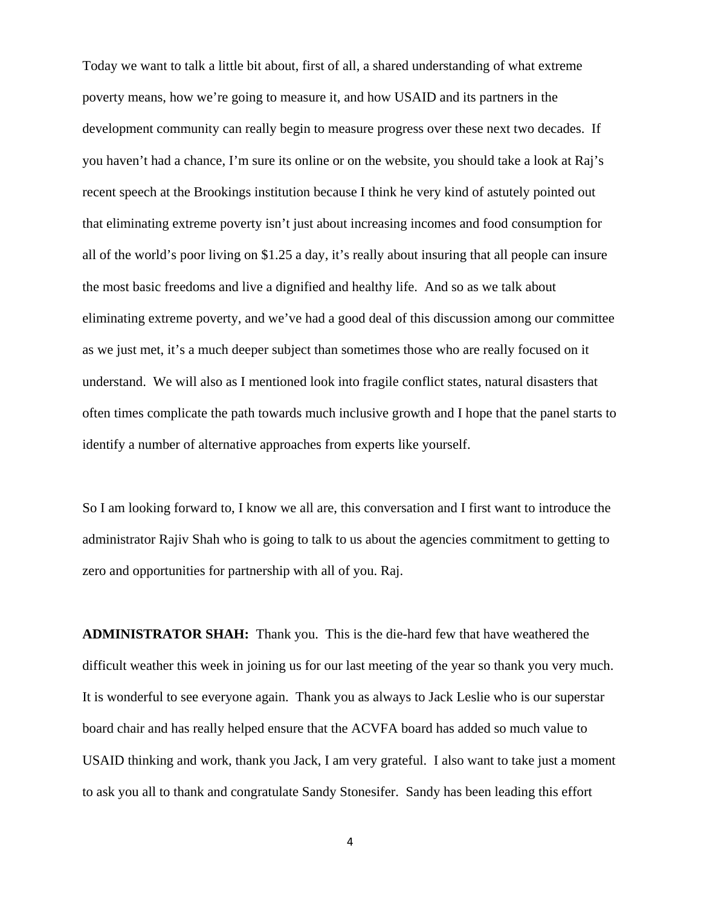Today we want to talk a little bit about, first of all, a shared understanding of what extreme poverty means, how we're going to measure it, and how USAID and its partners in the development community can really begin to measure progress over these next two decades. If you haven't had a chance, I'm sure its online or on the website, you should take a look at Raj's recent speech at the Brookings institution because I think he very kind of astutely pointed out that eliminating extreme poverty isn't just about increasing incomes and food consumption for all of the world's poor living on $1.25 a day, it's really about insuring that all people can insure the most basic freedoms and live a dignified and healthy life. And so as we talk about eliminating extreme poverty, and we've had a good deal of this discussion among our committee as we just met, it's a much deeper subject than sometimes those who are really focused on it understand. We will also as I mentioned look into fragile conflict states, natural disasters that often times complicate the path towards much inclusive growth and I hope that the panel starts to identify a number of alternative approaches from experts like yourself.

So I am looking forward to, I know we all are, this conversation and I first want to introduce the administrator Rajiv Shah who is going to talk to us about the agencies commitment to getting to zero and opportunities for partnership with all of you. Raj.

**ADMINISTRATOR SHAH:** Thank you. This is the die-hard few that have weathered the difficult weather this week in joining us for our last meeting of the year so thank you very much. It is wonderful to see everyone again. Thank you as always to Jack Leslie who is our superstar board chair and has really helped ensure that the ACVFA board has added so much value to USAID thinking and work, thank you Jack, I am very grateful. I also want to take just a moment to ask you all to thank and congratulate Sandy Stonesifer. Sandy has been leading this effort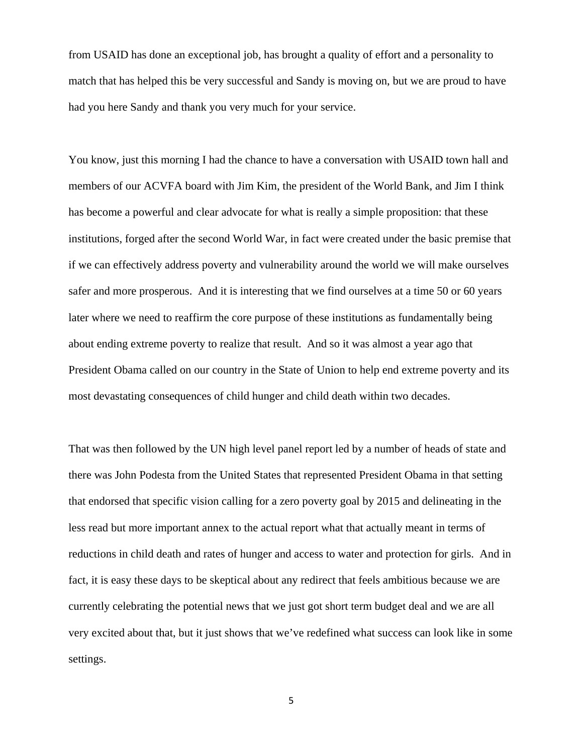from USAID has done an exceptional job, has brought a quality of effort and a personality to match that has helped this be very successful and Sandy is moving on, but we are proud to have had you here Sandy and thank you very much for your service.

You know, just this morning I had the chance to have a conversation with USAID town hall and members of our ACVFA board with Jim Kim, the president of the World Bank, and Jim I think has become a powerful and clear advocate for what is really a simple proposition: that these institutions, forged after the second World War, in fact were created under the basic premise that if we can effectively address poverty and vulnerability around the world we will make ourselves safer and more prosperous. And it is interesting that we find ourselves at a time 50 or 60 years later where we need to reaffirm the core purpose of these institutions as fundamentally being about ending extreme poverty to realize that result. And so it was almost a year ago that President Obama called on our country in the State of Union to help end extreme poverty and its most devastating consequences of child hunger and child death within two decades.

That was then followed by the UN high level panel report led by a number of heads of state and there was John Podesta from the United States that represented President Obama in that setting that endorsed that specific vision calling for a zero poverty goal by 2015 and delineating in the less read but more important annex to the actual report what that actually meant in terms of reductions in child death and rates of hunger and access to water and protection for girls. And in fact, it is easy these days to be skeptical about any redirect that feels ambitious because we are currently celebrating the potential news that we just got short term budget deal and we are all very excited about that, but it just shows that we've redefined what success can look like in some settings.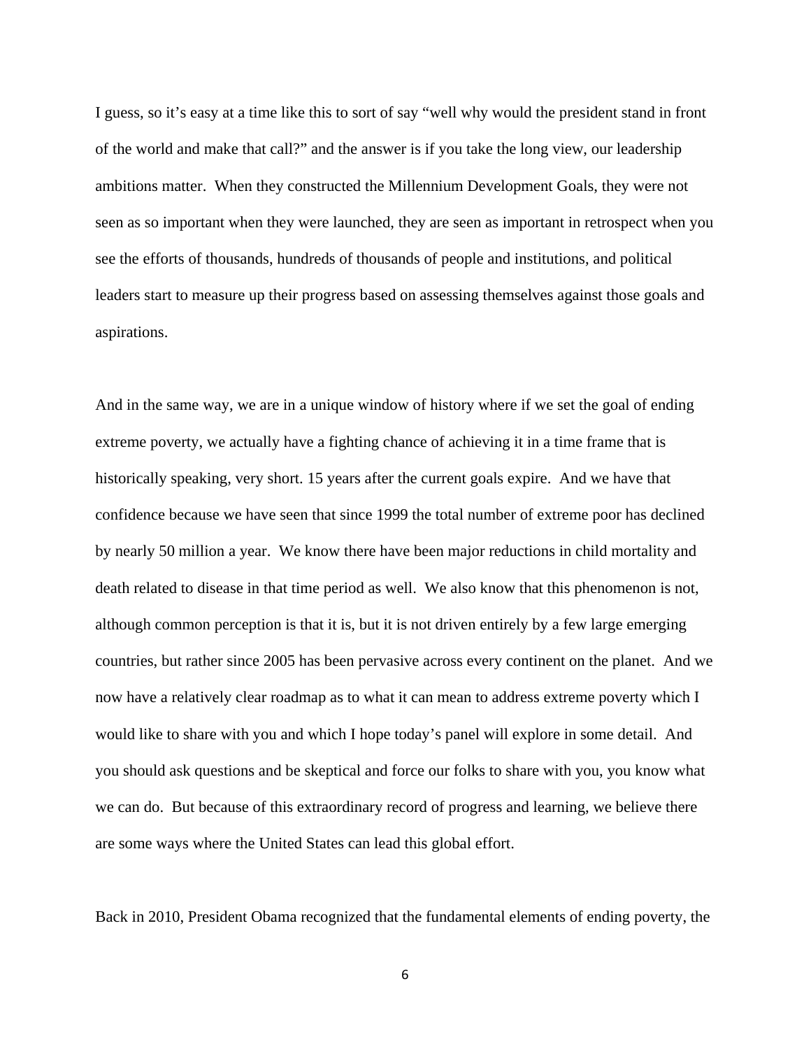I guess, so it's easy at a time like this to sort of say "well why would the president stand in front of the world and make that call?" and the answer is if you take the long view, our leadership ambitions matter. When they constructed the Millennium Development Goals, they were not seen as so important when they were launched, they are seen as important in retrospect when you see the efforts of thousands, hundreds of thousands of people and institutions, and political leaders start to measure up their progress based on assessing themselves against those goals and aspirations.

And in the same way, we are in a unique window of history where if we set the goal of ending extreme poverty, we actually have a fighting chance of achieving it in a time frame that is historically speaking, very short. 15 years after the current goals expire. And we have that confidence because we have seen that since 1999 the total number of extreme poor has declined by nearly 50 million a year. We know there have been major reductions in child mortality and death related to disease in that time period as well. We also know that this phenomenon is not, although common perception is that it is, but it is not driven entirely by a few large emerging countries, but rather since 2005 has been pervasive across every continent on the planet. And we now have a relatively clear roadmap as to what it can mean to address extreme poverty which I would like to share with you and which I hope today's panel will explore in some detail. And you should ask questions and be skeptical and force our folks to share with you, you know what we can do. But because of this extraordinary record of progress and learning, we believe there are some ways where the United States can lead this global effort.

Back in 2010, President Obama recognized that the fundamental elements of ending poverty, the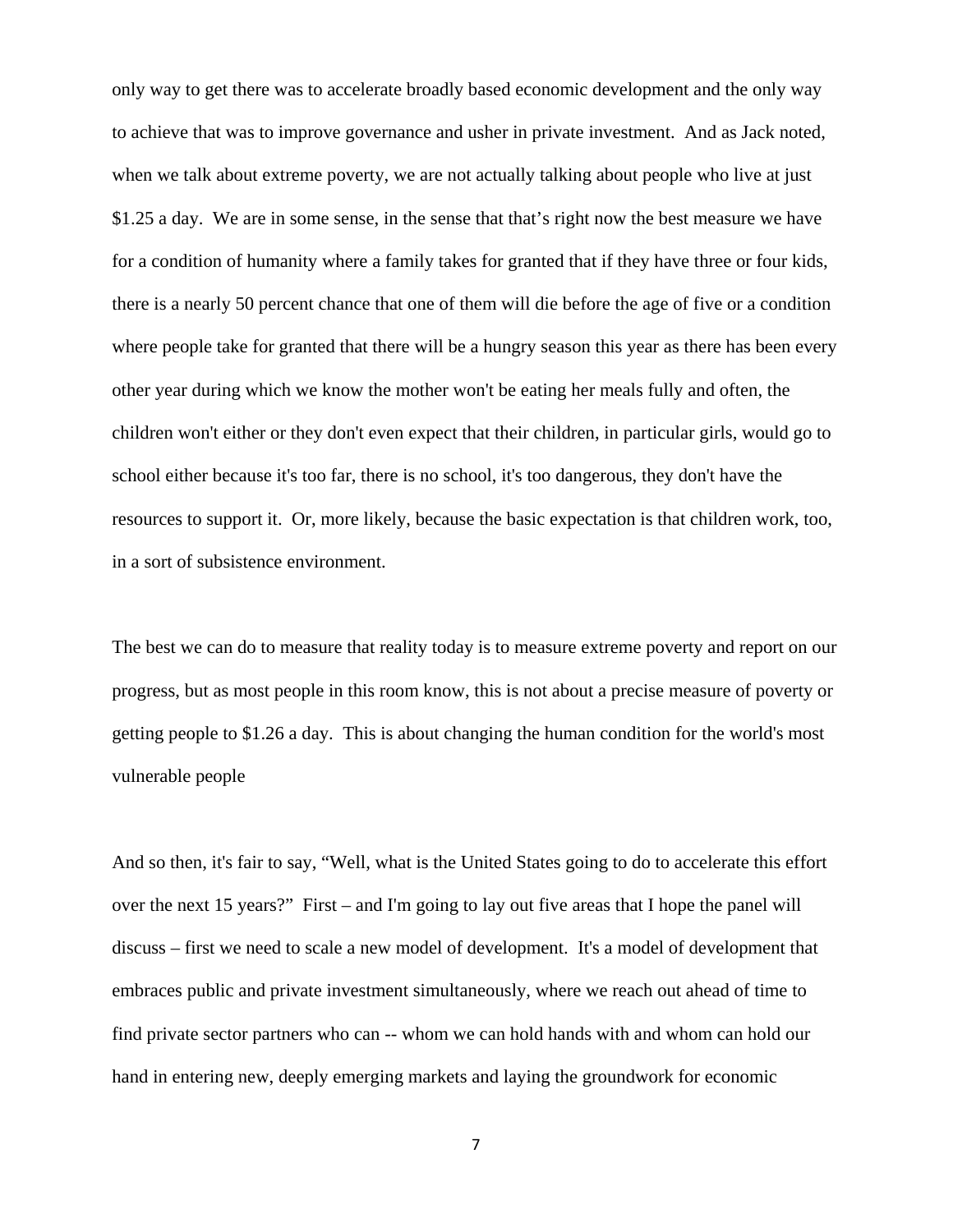only way to get there was to accelerate broadly based economic development and the only way to achieve that was to improve governance and usher in private investment. And as Jack noted, when we talk about extreme poverty, we are not actually talking about people who live at just $1.25 a day. We are in some sense, in the sense that that's right now the best measure we have for a condition of humanity where a family takes for granted that if they have three or four kids, there is a nearly 50 percent chance that one of them will die before the age of five or a condition where people take for granted that there will be a hungry season this year as there has been every other year during which we know the mother won't be eating her meals fully and often, the children won't either or they don't even expect that their children, in particular girls, would go to school either because it's too far, there is no school, it's too dangerous, they don't have the resources to support it. Or, more likely, because the basic expectation is that children work, too, in a sort of subsistence environment.

The best we can do to measure that reality today is to measure extreme poverty and report on our progress, but as most people in this room know, this is not about a precise measure of poverty or getting people to $1.26 a day. This is about changing the human condition for the world's most vulnerable people

And so then, it's fair to say, "Well, what is the United States going to do to accelerate this effort over the next 15 years?" First – and I'm going to lay out five areas that I hope the panel will discuss – first we need to scale a new model of development. It's a model of development that embraces public and private investment simultaneously, where we reach out ahead of time to find private sector partners who can -- whom we can hold hands with and whom can hold our hand in entering new, deeply emerging markets and laying the groundwork for economic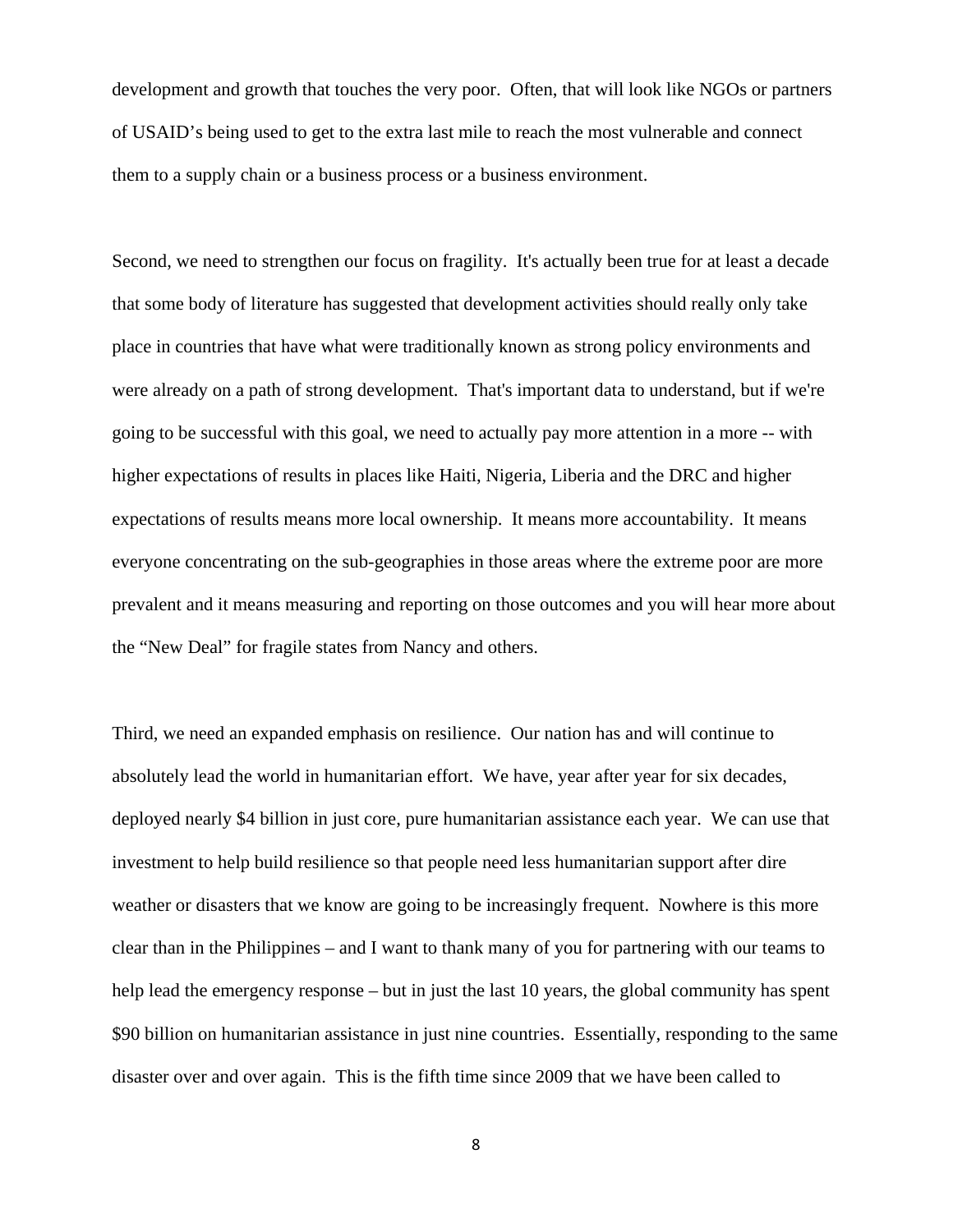development and growth that touches the very poor. Often, that will look like NGOs or partners of USAID's being used to get to the extra last mile to reach the most vulnerable and connect them to a supply chain or a business process or a business environment.

Second, we need to strengthen our focus on fragility. It's actually been true for at least a decade that some body of literature has suggested that development activities should really only take place in countries that have what were traditionally known as strong policy environments and were already on a path of strong development. That's important data to understand, but if we're going to be successful with this goal, we need to actually pay more attention in a more -- with higher expectations of results in places like Haiti, Nigeria, Liberia and the DRC and higher expectations of results means more local ownership. It means more accountability. It means everyone concentrating on the sub-geographies in those areas where the extreme poor are more prevalent and it means measuring and reporting on those outcomes and you will hear more about the "New Deal" for fragile states from Nancy and others.

Third, we need an expanded emphasis on resilience. Our nation has and will continue to absolutely lead the world in humanitarian effort. We have, year after year for six decades, deployed nearly $4 billion in just core, pure humanitarian assistance each year. We can use that investment to help build resilience so that people need less humanitarian support after dire weather or disasters that we know are going to be increasingly frequent. Nowhere is this more clear than in the Philippines – and I want to thank many of you for partnering with our teams to help lead the emergency response – but in just the last 10 years, the global community has spent $90 billion on humanitarian assistance in just nine countries. Essentially, responding to the same disaster over and over again. This is the fifth time since 2009 that we have been called to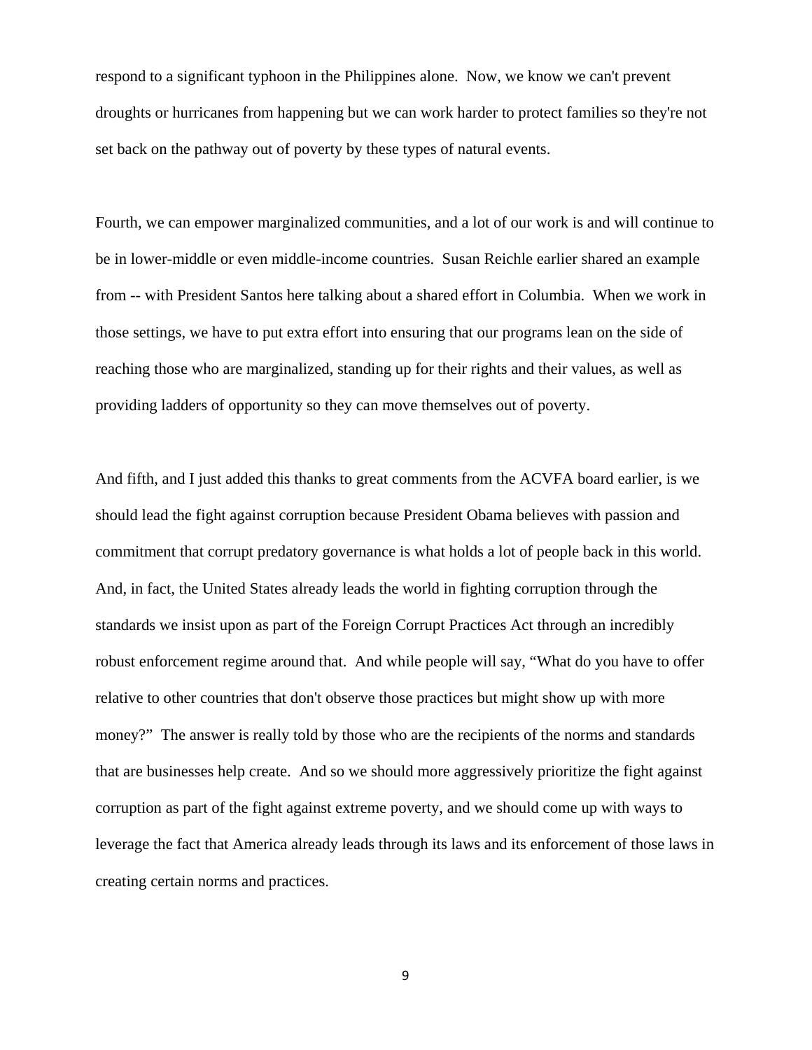respond to a significant typhoon in the Philippines alone. Now, we know we can't prevent droughts or hurricanes from happening but we can work harder to protect families so they're not set back on the pathway out of poverty by these types of natural events.

Fourth, we can empower marginalized communities, and a lot of our work is and will continue to be in lower-middle or even middle-income countries. Susan Reichle earlier shared an example from -- with President Santos here talking about a shared effort in Columbia. When we work in those settings, we have to put extra effort into ensuring that our programs lean on the side of reaching those who are marginalized, standing up for their rights and their values, as well as providing ladders of opportunity so they can move themselves out of poverty.

And fifth, and I just added this thanks to great comments from the ACVFA board earlier, is we should lead the fight against corruption because President Obama believes with passion and commitment that corrupt predatory governance is what holds a lot of people back in this world. And, in fact, the United States already leads the world in fighting corruption through the standards we insist upon as part of the Foreign Corrupt Practices Act through an incredibly robust enforcement regime around that. And while people will say, "What do you have to offer relative to other countries that don't observe those practices but might show up with more money?" The answer is really told by those who are the recipients of the norms and standards that are businesses help create. And so we should more aggressively prioritize the fight against corruption as part of the fight against extreme poverty, and we should come up with ways to leverage the fact that America already leads through its laws and its enforcement of those laws in creating certain norms and practices.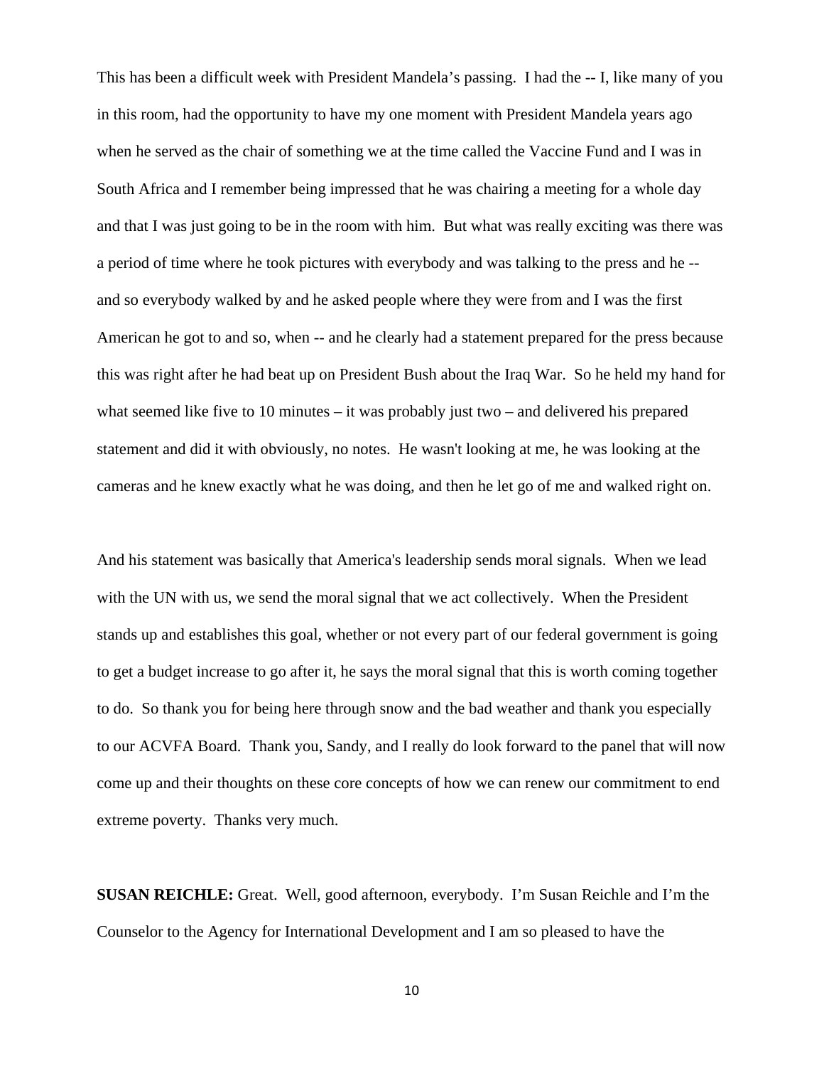This has been a difficult week with President Mandela’s passing. I had the -- I, like many of you in this room, had the opportunity to have my one moment with President Mandela years ago when he served as the chair of something we at the time called the Vaccine Fund and I was in South Africa and I remember being impressed that he was chairing a meeting for a whole day and that I was just going to be in the room with him. But what was really exciting was there was a period of time where he took pictures with everybody and was talking to the press and he -- and so everybody walked by and he asked people where they were from and I was the first American he got to and so, when -- and he clearly had a statement prepared for the press because this was right after he had beat up on President Bush about the Iraq War. So he held my hand for what seemed like five to 10 minutes – it was probably just two – and delivered his prepared statement and did it with obviously, no notes. He wasn't looking at me, he was looking at the cameras and he knew exactly what he was doing, and then he let go of me and walked right on.

And his statement was basically that America's leadership sends moral signals. When we lead with the UN with us, we send the moral signal that we act collectively. When the President stands up and establishes this goal, whether or not every part of our federal government is going to get a budget increase to go after it, he says the moral signal that this is worth coming together to do. So thank you for being here through snow and the bad weather and thank you especially to our ACVFA Board. Thank you, Sandy, and I really do look forward to the panel that will now come up and their thoughts on these core concepts of how we can renew our commitment to end extreme poverty. Thanks very much.

**SUSAN REICHLE:** Great. Well, good afternoon, everybody. I’m Susan Reichle and I’m the Counselor to the Agency for International Development and I am so pleased to have the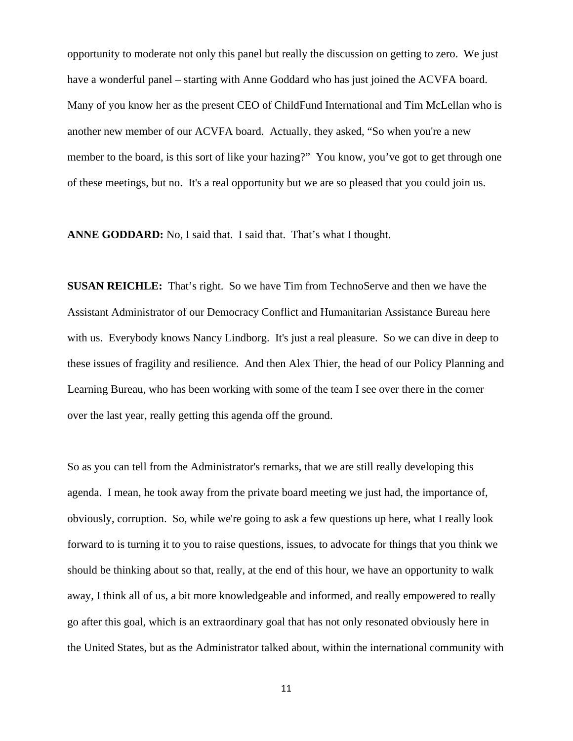opportunity to moderate not only this panel but really the discussion on getting to zero. We just have a wonderful panel – starting with Anne Goddard who has just joined the ACVFA board. Many of you know her as the present CEO of ChildFund International and Tim McLellan who is another new member of our ACVFA board. Actually, they asked, "So when you're a new member to the board, is this sort of like your hazing?" You know, you've got to get through one of these meetings, but no. It's a real opportunity but we are so pleased that you could join us.

**ANNE GODDARD:** No, I said that. I said that. That's what I thought.

**SUSAN REICHLE:** That's right. So we have Tim from TechnoServe and then we have the Assistant Administrator of our Democracy Conflict and Humanitarian Assistance Bureau here with us. Everybody knows Nancy Lindborg. It's just a real pleasure. So we can dive in deep to these issues of fragility and resilience. And then Alex Thier, the head of our Policy Planning and Learning Bureau, who has been working with some of the team I see over there in the corner over the last year, really getting this agenda off the ground.

So as you can tell from the Administrator's remarks, that we are still really developing this agenda. I mean, he took away from the private board meeting we just had, the importance of, obviously, corruption. So, while we're going to ask a few questions up here, what I really look forward to is turning it to you to raise questions, issues, to advocate for things that you think we should be thinking about so that, really, at the end of this hour, we have an opportunity to walk away, I think all of us, a bit more knowledgeable and informed, and really empowered to really go after this goal, which is an extraordinary goal that has not only resonated obviously here in the United States, but as the Administrator talked about, within the international community with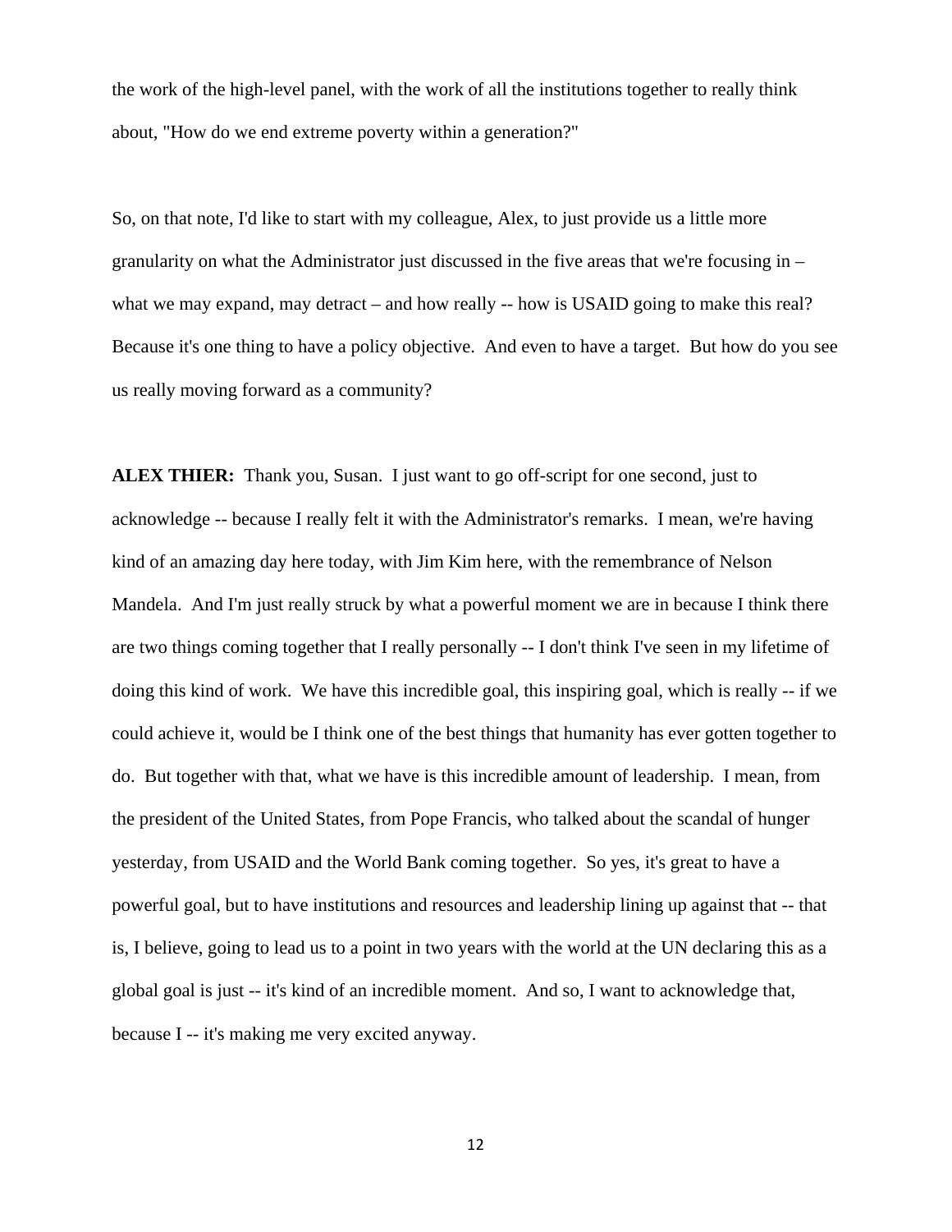the work of the high-level panel, with the work of all the institutions together to really think about, "How do we end extreme poverty within a generation?"

So, on that note, I'd like to start with my colleague, Alex, to just provide us a little more granularity on what the Administrator just discussed in the five areas that we're focusing in – what we may expand, may detract – and how really -- how is USAID going to make this real? Because it's one thing to have a policy objective. And even to have a target. But how do you see us really moving forward as a community?

**ALEX THIER:** Thank you, Susan. I just want to go off-script for one second, just to acknowledge -- because I really felt it with the Administrator's remarks. I mean, we're having kind of an amazing day here today, with Jim Kim here, with the remembrance of Nelson Mandela. And I'm just really struck by what a powerful moment we are in because I think there are two things coming together that I really personally -- I don't think I've seen in my lifetime of doing this kind of work. We have this incredible goal, this inspiring goal, which is really -- if we could achieve it, would be I think one of the best things that humanity has ever gotten together to do. But together with that, what we have is this incredible amount of leadership. I mean, from the president of the United States, from Pope Francis, who talked about the scandal of hunger yesterday, from USAID and the World Bank coming together. So yes, it's great to have a powerful goal, but to have institutions and resources and leadership lining up against that -- that is, I believe, going to lead us to a point in two years with the world at the UN declaring this as a global goal is just -- it's kind of an incredible moment. And so, I want to acknowledge that, because I -- it's making me very excited anyway.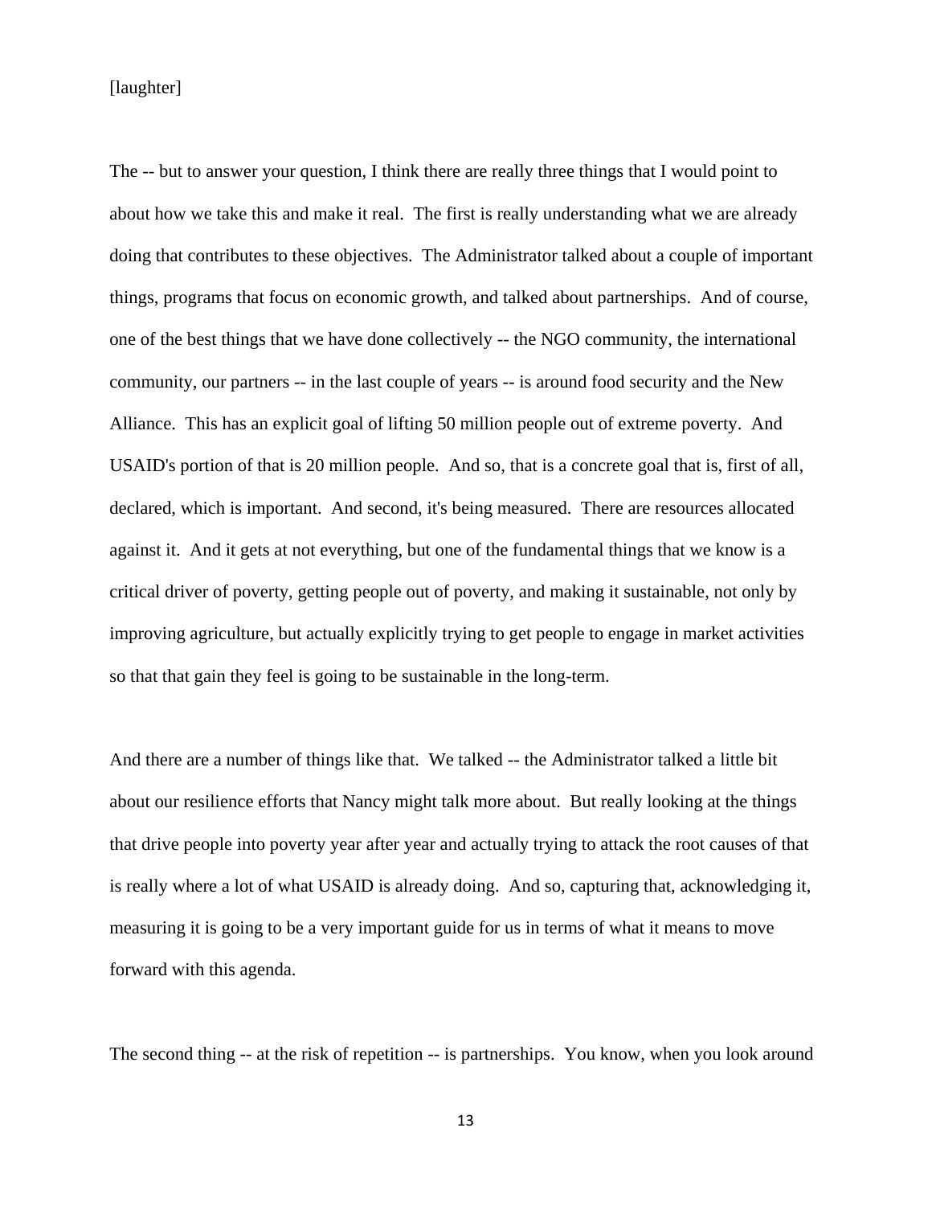[laughter]

The -- but to answer your question, I think there are really three things that I would point to about how we take this and make it real. The first is really understanding what we are already doing that contributes to these objectives. The Administrator talked about a couple of important things, programs that focus on economic growth, and talked about partnerships. And of course, one of the best things that we have done collectively -- the NGO community, the international community, our partners -- in the last couple of years -- is around food security and the New Alliance. This has an explicit goal of lifting 50 million people out of extreme poverty. And USAID's portion of that is 20 million people. And so, that is a concrete goal that is, first of all, declared, which is important. And second, it's being measured. There are resources allocated against it. And it gets at not everything, but one of the fundamental things that we know is a critical driver of poverty, getting people out of poverty, and making it sustainable, not only by improving agriculture, but actually explicitly trying to get people to engage in market activities so that that gain they feel is going to be sustainable in the long-term.

And there are a number of things like that. We talked -- the Administrator talked a little bit about our resilience efforts that Nancy might talk more about. But really looking at the things that drive people into poverty year after year and actually trying to attack the root causes of that is really where a lot of what USAID is already doing. And so, capturing that, acknowledging it, measuring it is going to be a very important guide for us in terms of what it means to move forward with this agenda.

The second thing -- at the risk of repetition -- is partnerships. You know, when you look around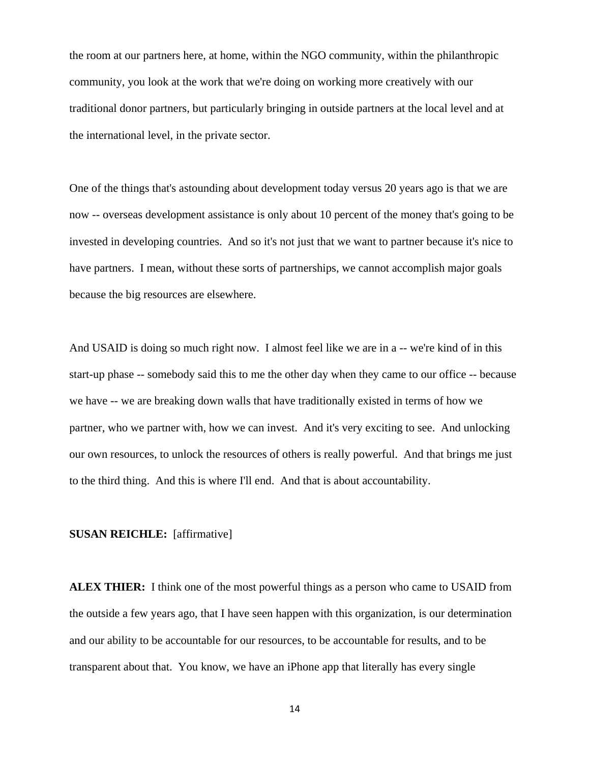the room at our partners here, at home, within the NGO community, within the philanthropic community, you look at the work that we're doing on working more creatively with our traditional donor partners, but particularly bringing in outside partners at the local level and at the international level, in the private sector.

One of the things that's astounding about development today versus 20 years ago is that we are now -- overseas development assistance is only about 10 percent of the money that's going to be invested in developing countries. And so it's not just that we want to partner because it's nice to have partners. I mean, without these sorts of partnerships, we cannot accomplish major goals because the big resources are elsewhere.

And USAID is doing so much right now. I almost feel like we are in a -- we're kind of in this start-up phase -- somebody said this to me the other day when they came to our office -- because we have -- we are breaking down walls that have traditionally existed in terms of how we partner, who we partner with, how we can invest. And it's very exciting to see. And unlocking our own resources, to unlock the resources of others is really powerful. And that brings me just to the third thing. And this is where I'll end. And that is about accountability.

**SUSAN REICHLE:** [affirmative]

**ALEX THIER:** I think one of the most powerful things as a person who came to USAID from the outside a few years ago, that I have seen happen with this organization, is our determination and our ability to be accountable for our resources, to be accountable for results, and to be transparent about that. You know, we have an iPhone app that literally has every single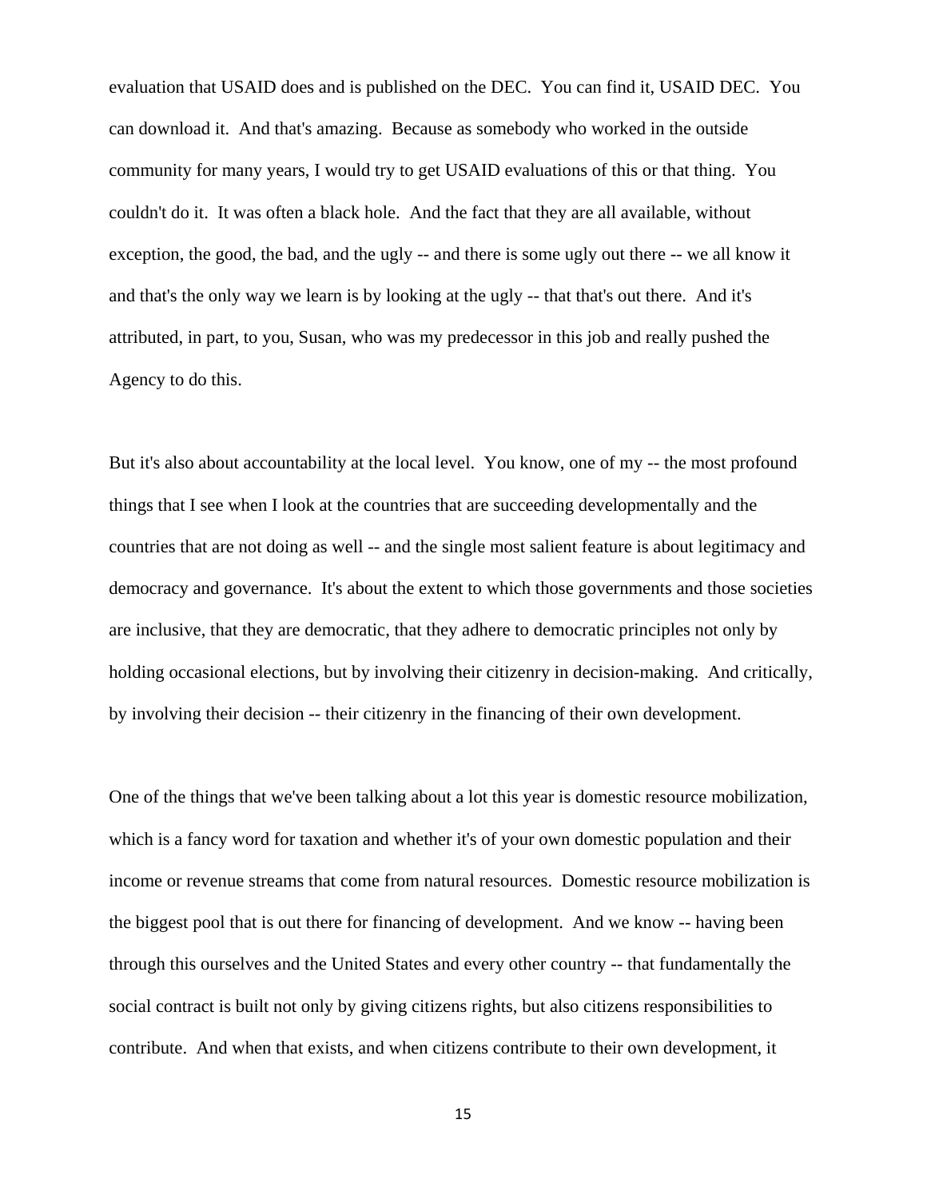evaluation that USAID does and is published on the DEC. You can find it, USAID DEC. You can download it. And that's amazing. Because as somebody who worked in the outside community for many years, I would try to get USAID evaluations of this or that thing. You couldn't do it. It was often a black hole. And the fact that they are all available, without exception, the good, the bad, and the ugly -- and there is some ugly out there -- we all know it and that's the only way we learn is by looking at the ugly -- that that's out there. And it's attributed, in part, to you, Susan, who was my predecessor in this job and really pushed the Agency to do this.

But it's also about accountability at the local level. You know, one of my -- the most profound things that I see when I look at the countries that are succeeding developmentally and the countries that are not doing as well -- and the single most salient feature is about legitimacy and democracy and governance. It's about the extent to which those governments and those societies are inclusive, that they are democratic, that they adhere to democratic principles not only by holding occasional elections, but by involving their citizenry in decision-making. And critically, by involving their decision -- their citizenry in the financing of their own development.

One of the things that we've been talking about a lot this year is domestic resource mobilization, which is a fancy word for taxation and whether it's of your own domestic population and their income or revenue streams that come from natural resources. Domestic resource mobilization is the biggest pool that is out there for financing of development. And we know -- having been through this ourselves and the United States and every other country -- that fundamentally the social contract is built not only by giving citizens rights, but also citizens responsibilities to contribute. And when that exists, and when citizens contribute to their own development, it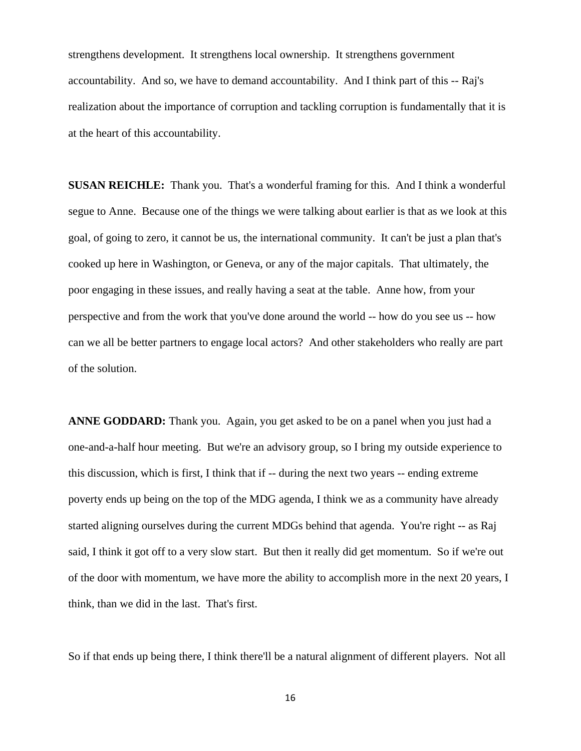strengthens development. It strengthens local ownership. It strengthens government accountability. And so, we have to demand accountability. And I think part of this -- Raj's realization about the importance of corruption and tackling corruption is fundamentally that it is at the heart of this accountability.

**SUSAN REICHLE:** Thank you. That's a wonderful framing for this. And I think a wonderful segue to Anne. Because one of the things we were talking about earlier is that as we look at this goal, of going to zero, it cannot be us, the international community. It can't be just a plan that's cooked up here in Washington, or Geneva, or any of the major capitals. That ultimately, the poor engaging in these issues, and really having a seat at the table. Anne how, from your perspective and from the work that you've done around the world -- how do you see us -- how can we all be better partners to engage local actors? And other stakeholders who really are part of the solution.

**ANNE GODDARD:** Thank you. Again, you get asked to be on a panel when you just had a one-and-a-half hour meeting. But we're an advisory group, so I bring my outside experience to this discussion, which is first, I think that if -- during the next two years -- ending extreme poverty ends up being on the top of the MDG agenda, I think we as a community have already started aligning ourselves during the current MDGs behind that agenda. You're right -- as Raj said, I think it got off to a very slow start. But then it really did get momentum. So if we're out of the door with momentum, we have more the ability to accomplish more in the next 20 years, I think, than we did in the last. That's first.

So if that ends up being there, I think there'll be a natural alignment of different players. Not all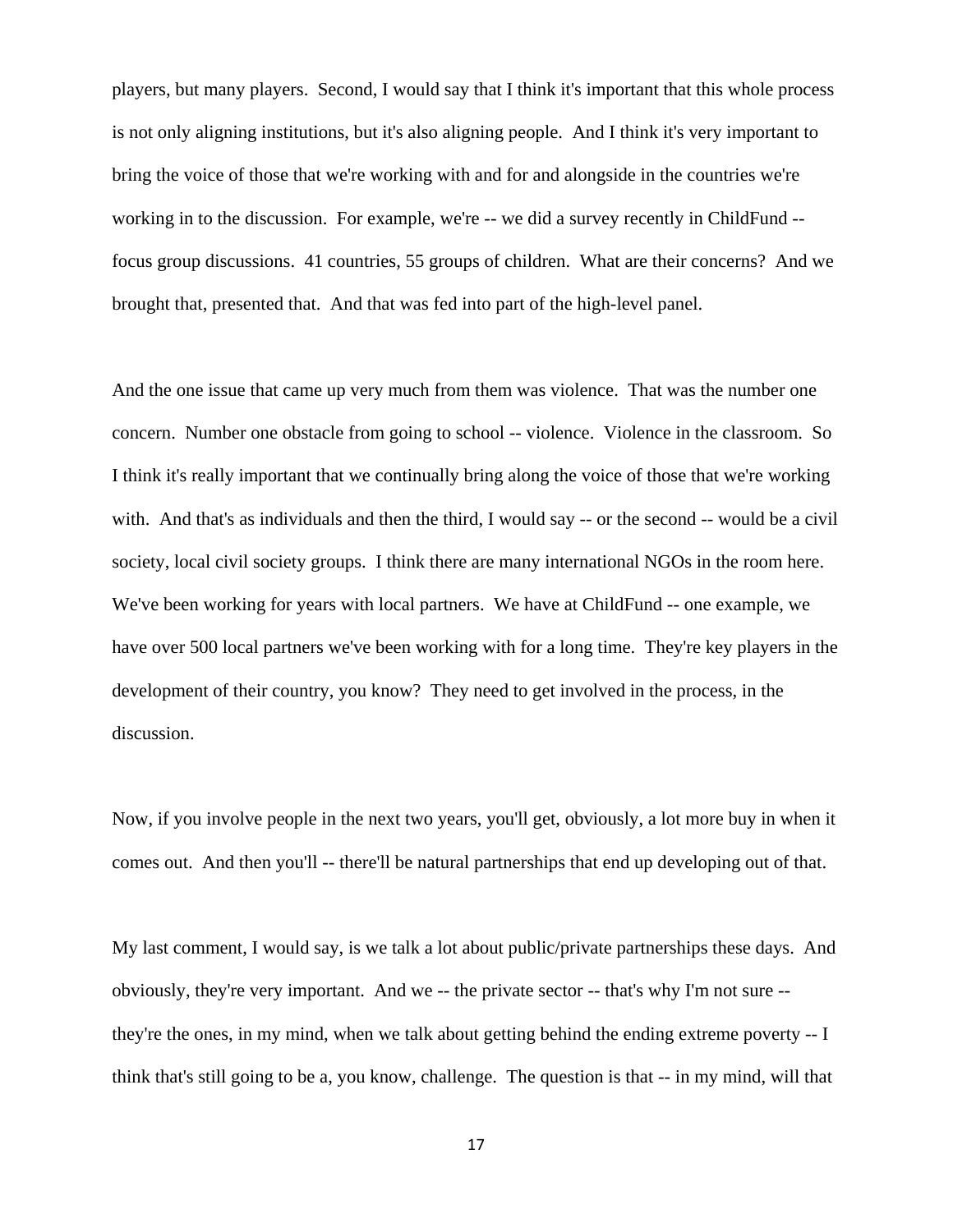players, but many players. Second, I would say that I think it's important that this whole process is not only aligning institutions, but it's also aligning people. And I think it's very important to bring the voice of those that we're working with and for and alongside in the countries we're working in to the discussion. For example, we're -- we did a survey recently in ChildFund -- focus group discussions. 41 countries, 55 groups of children. What are their concerns? And we brought that, presented that. And that was fed into part of the high-level panel.

And the one issue that came up very much from them was violence. That was the number one concern. Number one obstacle from going to school -- violence. Violence in the classroom. So I think it's really important that we continually bring along the voice of those that we're working with. And that's as individuals and then the third, I would say -- or the second -- would be a civil society, local civil society groups. I think there are many international NGOs in the room here. We've been working for years with local partners. We have at ChildFund -- one example, we have over 500 local partners we've been working with for a long time. They're key players in the development of their country, you know? They need to get involved in the process, in the discussion.

Now, if you involve people in the next two years, you'll get, obviously, a lot more buy in when it comes out. And then you'll -- there'll be natural partnerships that end up developing out of that.

My last comment, I would say, is we talk a lot about public/private partnerships these days. And obviously, they're very important. And we -- the private sector -- that's why I'm not sure -- they're the ones, in my mind, when we talk about getting behind the ending extreme poverty -- I think that's still going to be a, you know, challenge. The question is that -- in my mind, will that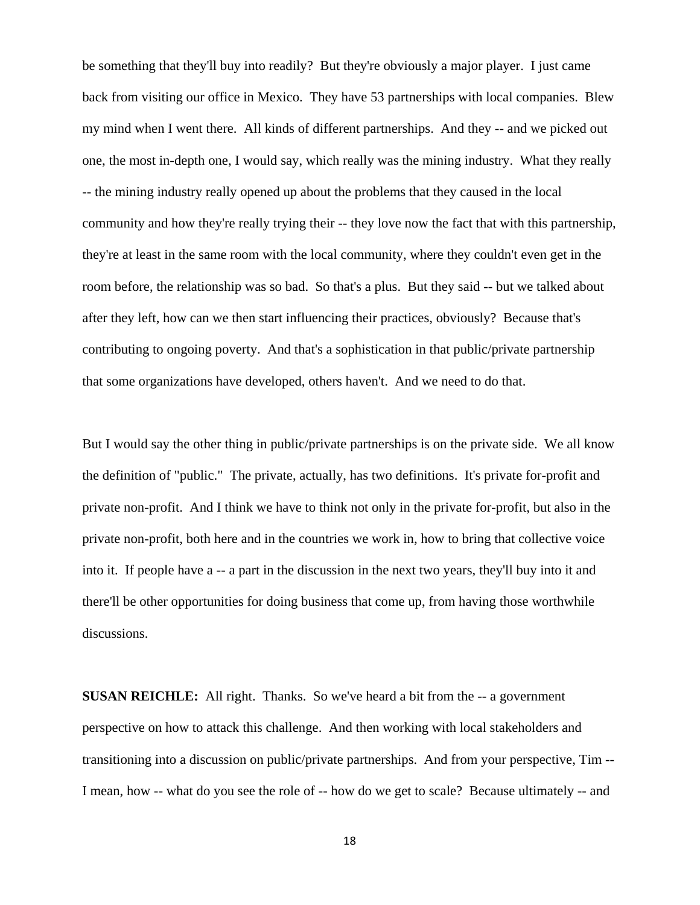be something that they'll buy into readily? But they're obviously a major player. I just came back from visiting our office in Mexico. They have 53 partnerships with local companies. Blew my mind when I went there. All kinds of different partnerships. And they -- and we picked out one, the most in-depth one, I would say, which really was the mining industry. What they really -- the mining industry really opened up about the problems that they caused in the local community and how they're really trying their -- they love now the fact that with this partnership, they're at least in the same room with the local community, where they couldn't even get in the room before, the relationship was so bad. So that's a plus. But they said -- but we talked about after they left, how can we then start influencing their practices, obviously? Because that's contributing to ongoing poverty. And that's a sophistication in that public/private partnership that some organizations have developed, others haven't. And we need to do that.

But I would say the other thing in public/private partnerships is on the private side. We all know the definition of "public." The private, actually, has two definitions. It's private for-profit and private non-profit. And I think we have to think not only in the private for-profit, but also in the private non-profit, both here and in the countries we work in, how to bring that collective voice into it. If people have a -- a part in the discussion in the next two years, they'll buy into it and there'll be other opportunities for doing business that come up, from having those worthwhile discussions.

**SUSAN REICHLE:** All right. Thanks. So we've heard a bit from the -- a government perspective on how to attack this challenge. And then working with local stakeholders and transitioning into a discussion on public/private partnerships. And from your perspective, Tim -- I mean, how -- what do you see the role of -- how do we get to scale? Because ultimately -- and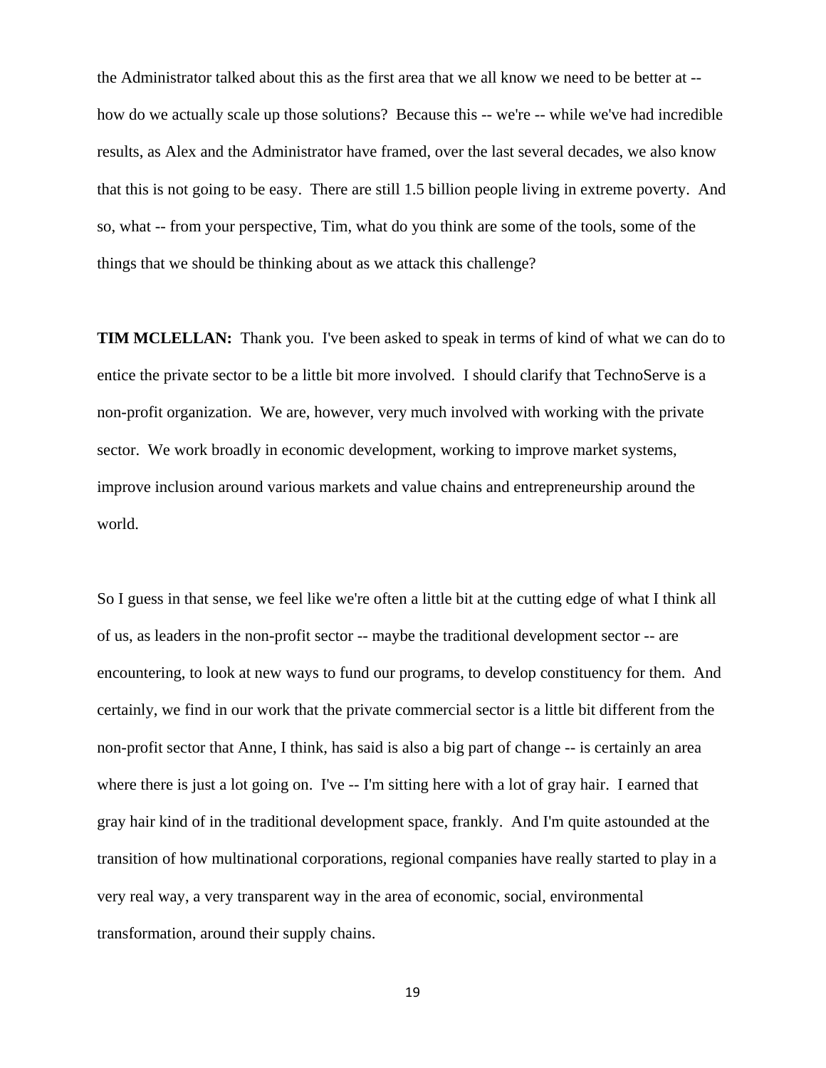the Administrator talked about this as the first area that we all know we need to be better at -- how do we actually scale up those solutions? Because this -- we're -- while we've had incredible results, as Alex and the Administrator have framed, over the last several decades, we also know that this is not going to be easy. There are still 1.5 billion people living in extreme poverty. And so, what -- from your perspective, Tim, what do you think are some of the tools, some of the things that we should be thinking about as we attack this challenge?

**TIM MCLELLAN:** Thank you. I've been asked to speak in terms of kind of what we can do to entice the private sector to be a little bit more involved. I should clarify that TechnoServe is a non-profit organization. We are, however, very much involved with working with the private sector. We work broadly in economic development, working to improve market systems, improve inclusion around various markets and value chains and entrepreneurship around the world.

So I guess in that sense, we feel like we're often a little bit at the cutting edge of what I think all of us, as leaders in the non-profit sector -- maybe the traditional development sector -- are encountering, to look at new ways to fund our programs, to develop constituency for them. And certainly, we find in our work that the private commercial sector is a little bit different from the non-profit sector that Anne, I think, has said is also a big part of change -- is certainly an area where there is just a lot going on. I've -- I'm sitting here with a lot of gray hair. I earned that gray hair kind of in the traditional development space, frankly. And I'm quite astounded at the transition of how multinational corporations, regional companies have really started to play in a very real way, a very transparent way in the area of economic, social, environmental transformation, around their supply chains.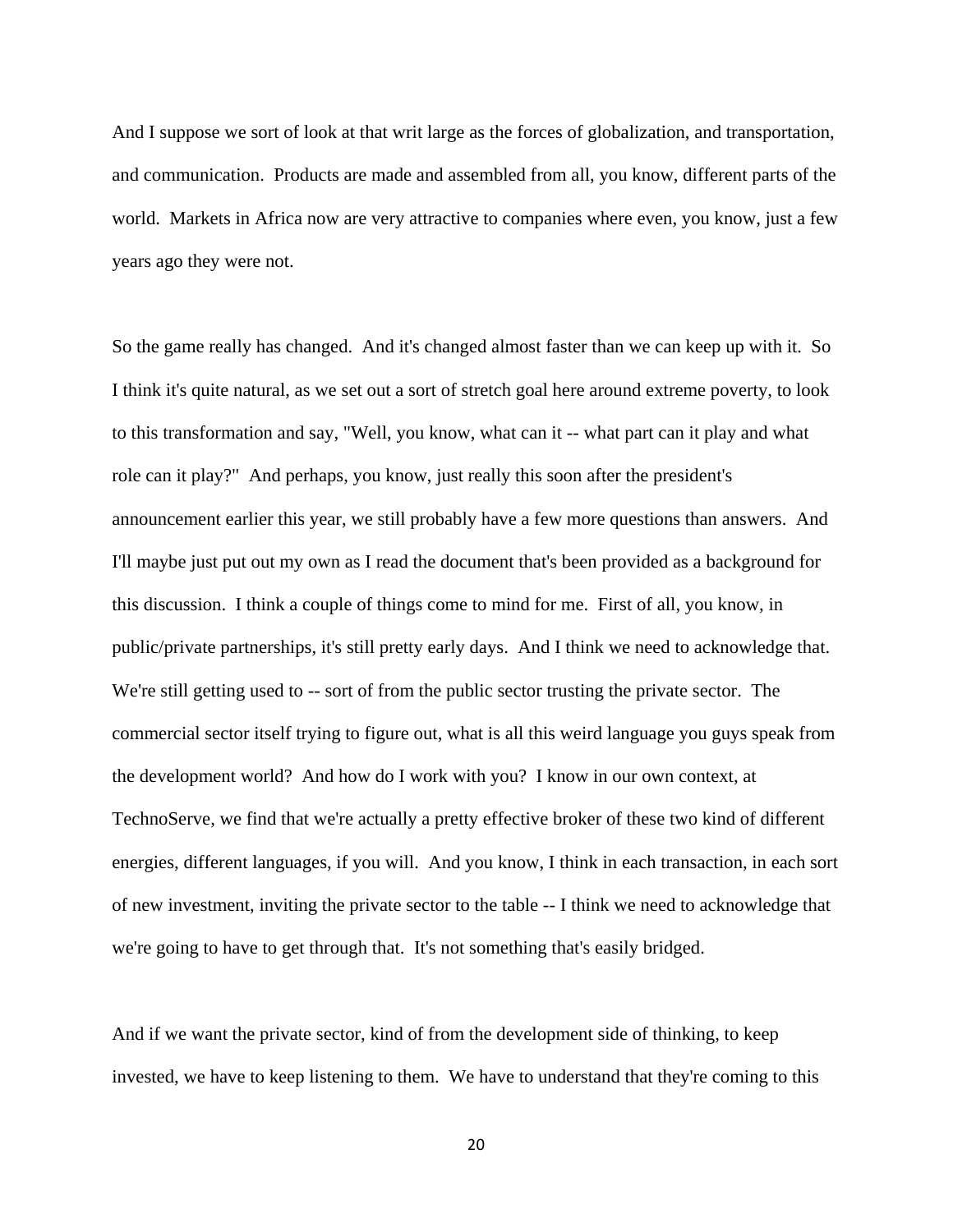And I suppose we sort of look at that writ large as the forces of globalization, and transportation, and communication. Products are made and assembled from all, you know, different parts of the world. Markets in Africa now are very attractive to companies where even, you know, just a few years ago they were not.

So the game really has changed. And it's changed almost faster than we can keep up with it. So I think it's quite natural, as we set out a sort of stretch goal here around extreme poverty, to look to this transformation and say, "Well, you know, what can it -- what part can it play and what role can it play?" And perhaps, you know, just really this soon after the president's announcement earlier this year, we still probably have a few more questions than answers. And I'll maybe just put out my own as I read the document that's been provided as a background for this discussion. I think a couple of things come to mind for me. First of all, you know, in public/private partnerships, it's still pretty early days. And I think we need to acknowledge that. We're still getting used to -- sort of from the public sector trusting the private sector. The commercial sector itself trying to figure out, what is all this weird language you guys speak from the development world? And how do I work with you? I know in our own context, at TechnoServe, we find that we're actually a pretty effective broker of these two kind of different energies, different languages, if you will. And you know, I think in each transaction, in each sort of new investment, inviting the private sector to the table -- I think we need to acknowledge that we're going to have to get through that. It's not something that's easily bridged.

And if we want the private sector, kind of from the development side of thinking, to keep invested, we have to keep listening to them. We have to understand that they're coming to this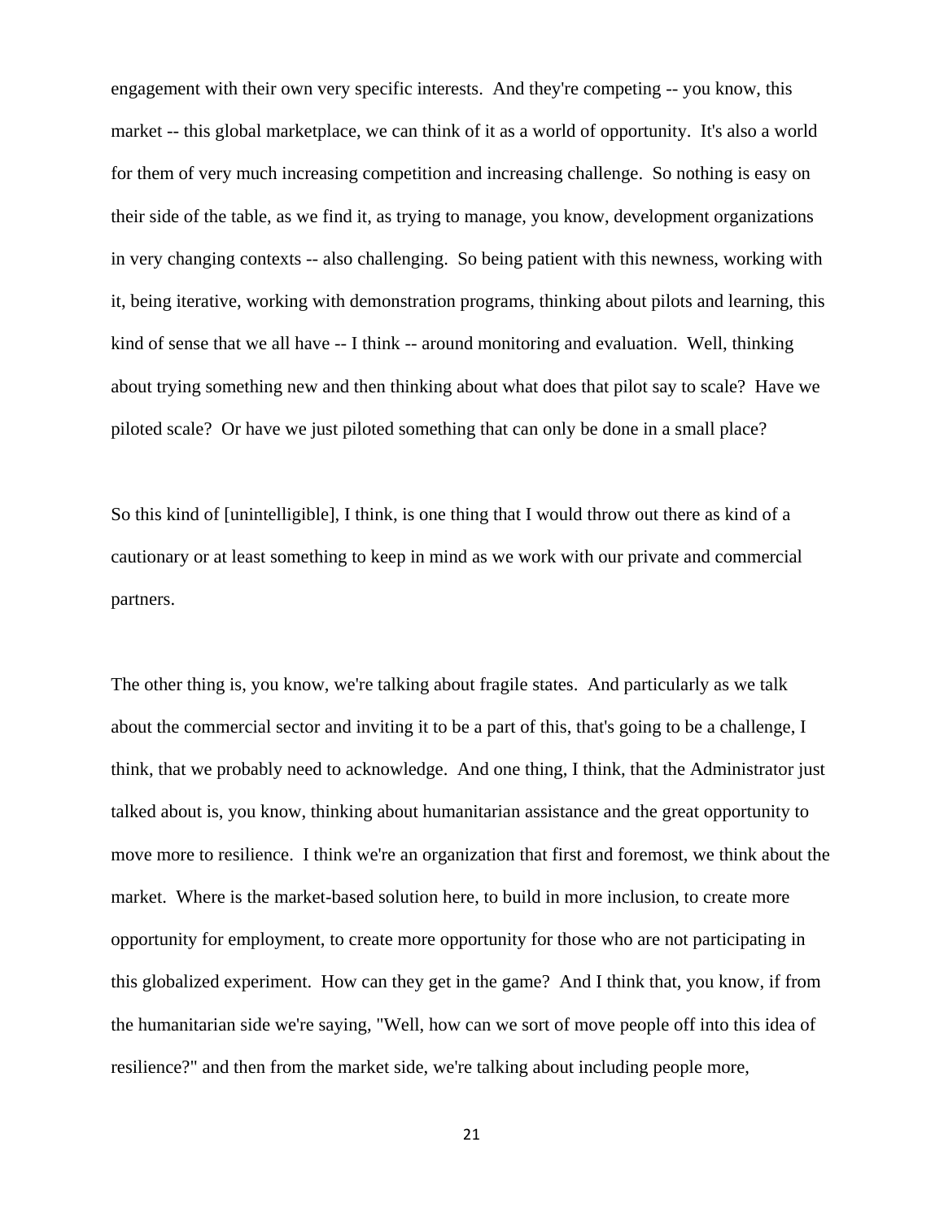engagement with their own very specific interests. And they're competing -- you know, this market -- this global marketplace, we can think of it as a world of opportunity. It's also a world for them of very much increasing competition and increasing challenge. So nothing is easy on their side of the table, as we find it, as trying to manage, you know, development organizations in very changing contexts -- also challenging. So being patient with this newness, working with it, being iterative, working with demonstration programs, thinking about pilots and learning, this kind of sense that we all have -- I think -- around monitoring and evaluation. Well, thinking about trying something new and then thinking about what does that pilot say to scale? Have we piloted scale? Or have we just piloted something that can only be done in a small place?

So this kind of [unintelligible], I think, is one thing that I would throw out there as kind of a cautionary or at least something to keep in mind as we work with our private and commercial partners.

The other thing is, you know, we're talking about fragile states. And particularly as we talk about the commercial sector and inviting it to be a part of this, that's going to be a challenge, I think, that we probably need to acknowledge. And one thing, I think, that the Administrator just talked about is, you know, thinking about humanitarian assistance and the great opportunity to move more to resilience. I think we're an organization that first and foremost, we think about the market. Where is the market-based solution here, to build in more inclusion, to create more opportunity for employment, to create more opportunity for those who are not participating in this globalized experiment. How can they get in the game? And I think that, you know, if from the humanitarian side we're saying, "Well, how can we sort of move people off into this idea of resilience?" and then from the market side, we're talking about including people more,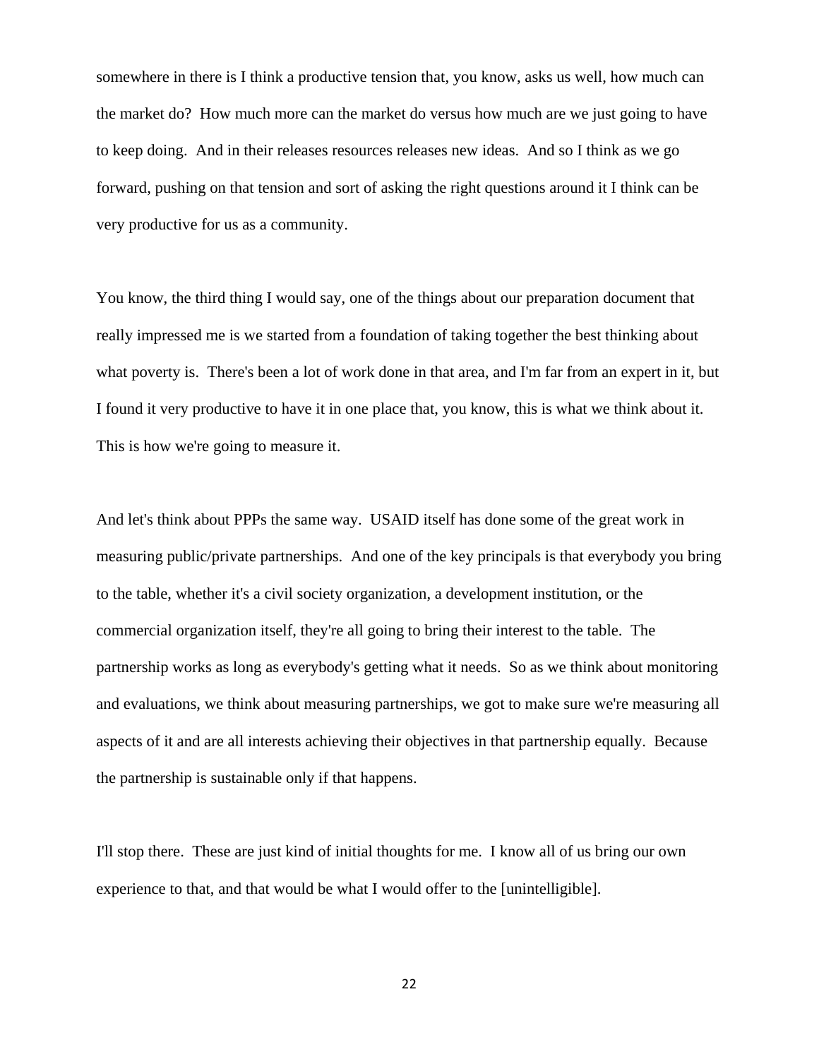somewhere in there is I think a productive tension that, you know, asks us well, how much can the market do? How much more can the market do versus how much are we just going to have to keep doing. And in their releases resources releases new ideas. And so I think as we go forward, pushing on that tension and sort of asking the right questions around it I think can be very productive for us as a community.

You know, the third thing I would say, one of the things about our preparation document that really impressed me is we started from a foundation of taking together the best thinking about what poverty is. There's been a lot of work done in that area, and I'm far from an expert in it, but I found it very productive to have it in one place that, you know, this is what we think about it. This is how we're going to measure it.

And let's think about PPPs the same way. USAID itself has done some of the great work in measuring public/private partnerships. And one of the key principals is that everybody you bring to the table, whether it's a civil society organization, a development institution, or the commercial organization itself, they're all going to bring their interest to the table. The partnership works as long as everybody's getting what it needs. So as we think about monitoring and evaluations, we think about measuring partnerships, we got to make sure we're measuring all aspects of it and are all interests achieving their objectives in that partnership equally. Because the partnership is sustainable only if that happens.

I'll stop there. These are just kind of initial thoughts for me. I know all of us bring our own experience to that, and that would be what I would offer to the [unintelligible].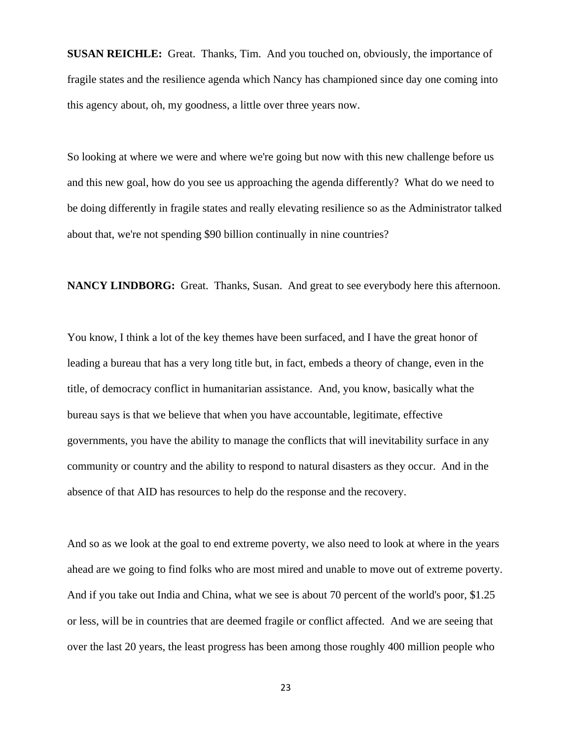**SUSAN REICHLE:** Great. Thanks, Tim. And you touched on, obviously, the importance of fragile states and the resilience agenda which Nancy has championed since day one coming into this agency about, oh, my goodness, a little over three years now.

So looking at where we were and where we're going but now with this new challenge before us and this new goal, how do you see us approaching the agenda differently? What do we need to be doing differently in fragile states and really elevating resilience so as the Administrator talked about that, we're not spending $90 billion continually in nine countries?

**NANCY LINDBORG:** Great. Thanks, Susan. And great to see everybody here this afternoon.

You know, I think a lot of the key themes have been surfaced, and I have the great honor of leading a bureau that has a very long title but, in fact, embeds a theory of change, even in the title, of democracy conflict in humanitarian assistance. And, you know, basically what the bureau says is that we believe that when you have accountable, legitimate, effective governments, you have the ability to manage the conflicts that will inevitability surface in any community or country and the ability to respond to natural disasters as they occur. And in the absence of that AID has resources to help do the response and the recovery.

And so as we look at the goal to end extreme poverty, we also need to look at where in the years ahead are we going to find folks who are most mired and unable to move out of extreme poverty. And if you take out India and China, what we see is about 70 percent of the world's poor, $1.25 or less, will be in countries that are deemed fragile or conflict affected. And we are seeing that over the last 20 years, the least progress has been among those roughly 400 million people who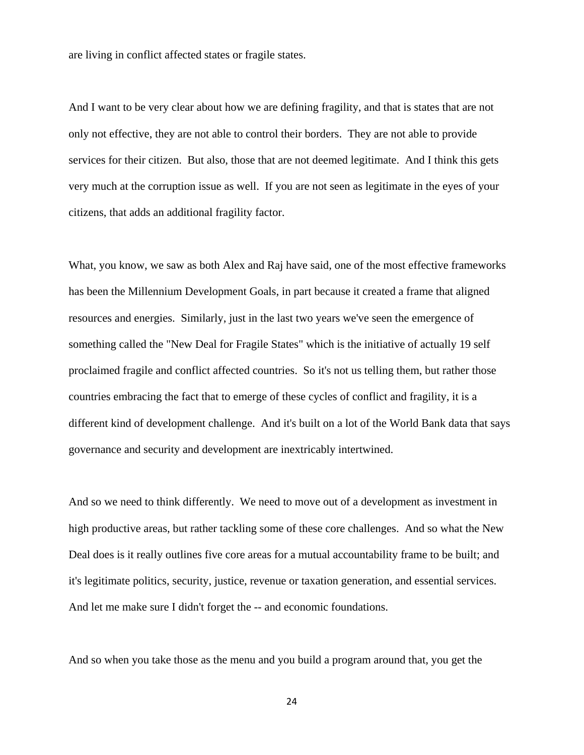are living in conflict affected states or fragile states.

And I want to be very clear about how we are defining fragility, and that is states that are not only not effective, they are not able to control their borders. They are not able to provide services for their citizen. But also, those that are not deemed legitimate. And I think this gets very much at the corruption issue as well. If you are not seen as legitimate in the eyes of your citizens, that adds an additional fragility factor.

What, you know, we saw as both Alex and Raj have said, one of the most effective frameworks has been the Millennium Development Goals, in part because it created a frame that aligned resources and energies. Similarly, just in the last two years we've seen the emergence of something called the "New Deal for Fragile States" which is the initiative of actually 19 self proclaimed fragile and conflict affected countries. So it's not us telling them, but rather those countries embracing the fact that to emerge of these cycles of conflict and fragility, it is a different kind of development challenge. And it's built on a lot of the World Bank data that says governance and security and development are inextricably intertwined.

And so we need to think differently. We need to move out of a development as investment in high productive areas, but rather tackling some of these core challenges. And so what the New Deal does is it really outlines five core areas for a mutual accountability frame to be built; and it's legitimate politics, security, justice, revenue or taxation generation, and essential services. And let me make sure I didn't forget the -- and economic foundations.

And so when you take those as the menu and you build a program around that, you get the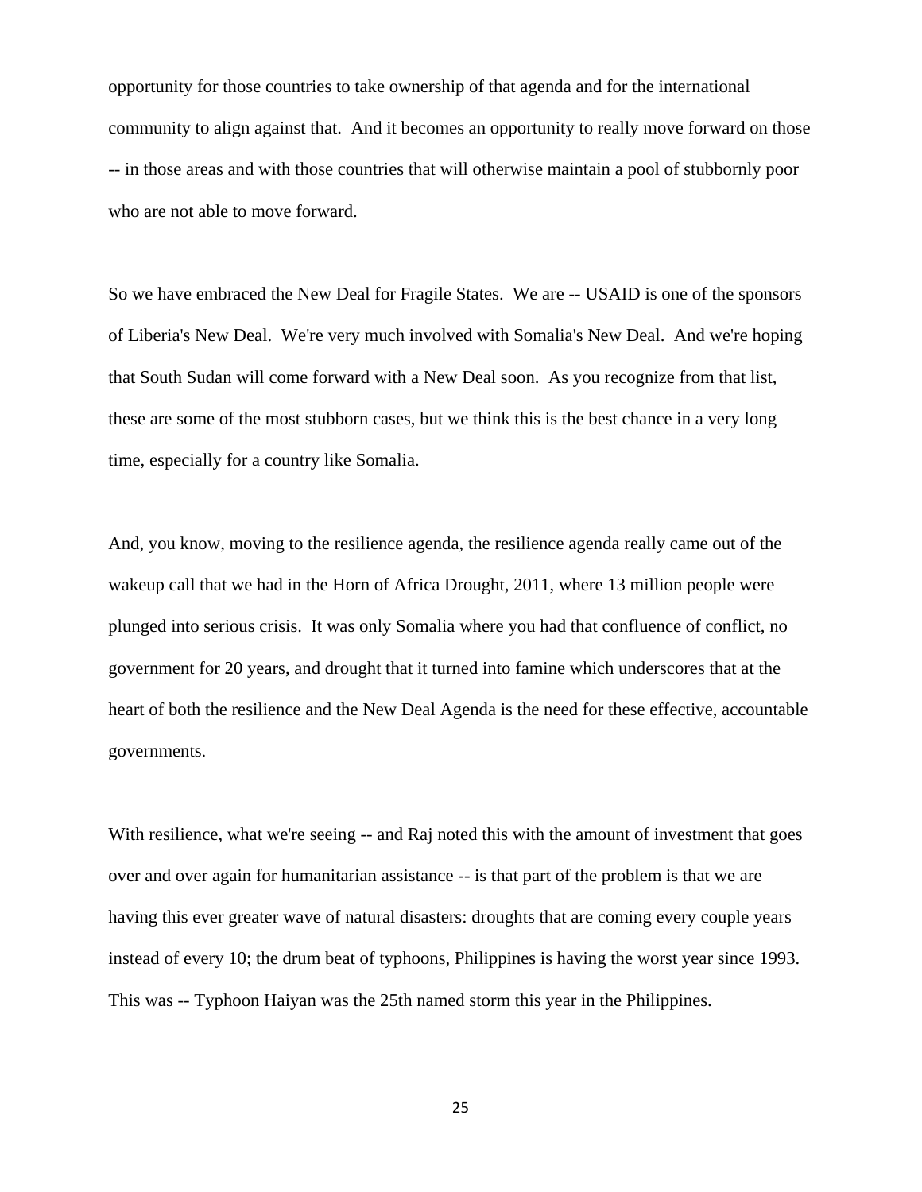opportunity for those countries to take ownership of that agenda and for the international community to align against that. And it becomes an opportunity to really move forward on those -- in those areas and with those countries that will otherwise maintain a pool of stubbornly poor who are not able to move forward.

So we have embraced the New Deal for Fragile States. We are -- USAID is one of the sponsors of Liberia's New Deal. We're very much involved with Somalia's New Deal. And we're hoping that South Sudan will come forward with a New Deal soon. As you recognize from that list, these are some of the most stubborn cases, but we think this is the best chance in a very long time, especially for a country like Somalia.

And, you know, moving to the resilience agenda, the resilience agenda really came out of the wakeup call that we had in the Horn of Africa Drought, 2011, where 13 million people were plunged into serious crisis. It was only Somalia where you had that confluence of conflict, no government for 20 years, and drought that it turned into famine which underscores that at the heart of both the resilience and the New Deal Agenda is the need for these effective, accountable governments.

With resilience, what we're seeing -- and Raj noted this with the amount of investment that goes over and over again for humanitarian assistance -- is that part of the problem is that we are having this ever greater wave of natural disasters: droughts that are coming every couple years instead of every 10; the drum beat of typhoons, Philippines is having the worst year since 1993. This was -- Typhoon Haiyan was the 25th named storm this year in the Philippines.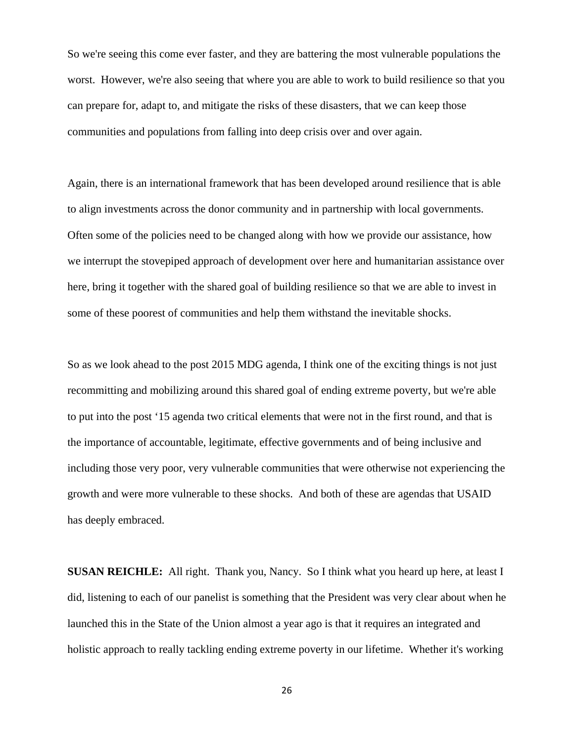So we're seeing this come ever faster, and they are battering the most vulnerable populations the worst. However, we're also seeing that where you are able to work to build resilience so that you can prepare for, adapt to, and mitigate the risks of these disasters, that we can keep those communities and populations from falling into deep crisis over and over again.

Again, there is an international framework that has been developed around resilience that is able to align investments across the donor community and in partnership with local governments. Often some of the policies need to be changed along with how we provide our assistance, how we interrupt the stovepiped approach of development over here and humanitarian assistance over here, bring it together with the shared goal of building resilience so that we are able to invest in some of these poorest of communities and help them withstand the inevitable shocks.

So as we look ahead to the post 2015 MDG agenda, I think one of the exciting things is not just recommitting and mobilizing around this shared goal of ending extreme poverty, but we're able to put into the post '15 agenda two critical elements that were not in the first round, and that is the importance of accountable, legitimate, effective governments and of being inclusive and including those very poor, very vulnerable communities that were otherwise not experiencing the growth and were more vulnerable to these shocks. And both of these are agendas that USAID has deeply embraced.

**SUSAN REICHLE:** All right. Thank you, Nancy. So I think what you heard up here, at least I did, listening to each of our panelist is something that the President was very clear about when he launched this in the State of the Union almost a year ago is that it requires an integrated and holistic approach to really tackling ending extreme poverty in our lifetime. Whether it's working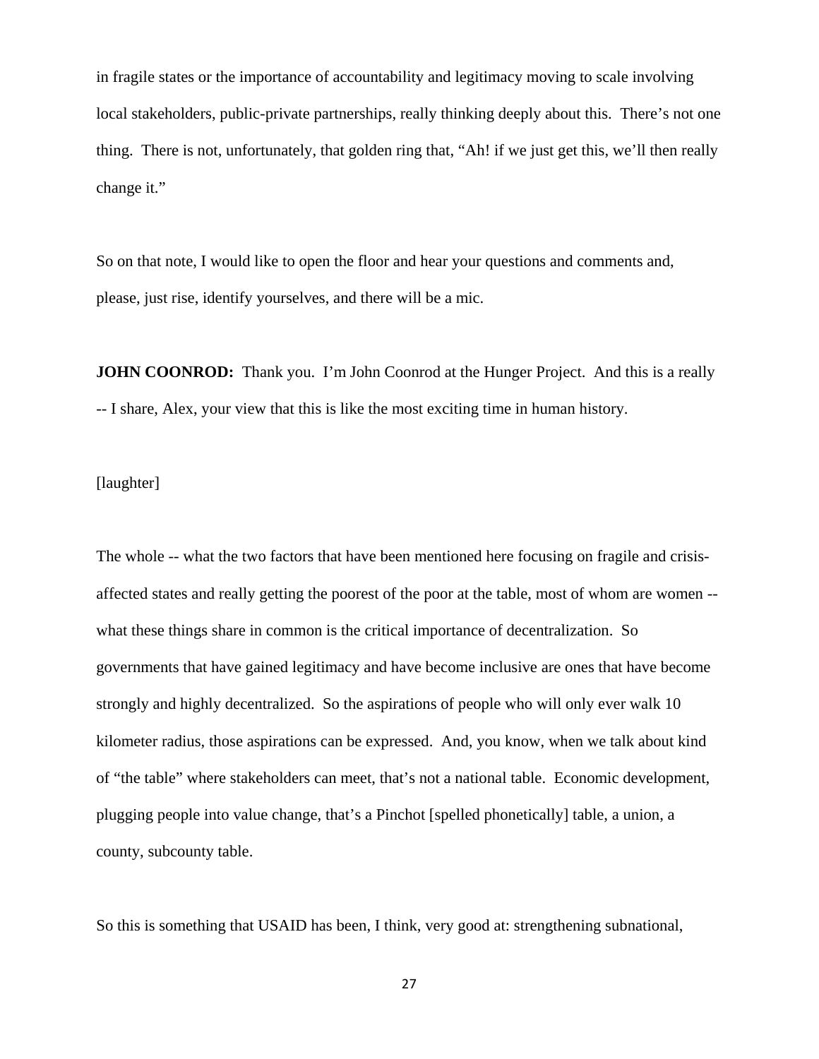in fragile states or the importance of accountability and legitimacy moving to scale involving local stakeholders, public-private partnerships, really thinking deeply about this. There's not one thing. There is not, unfortunately, that golden ring that, "Ah! if we just get this, we'll then really change it."

So on that note, I would like to open the floor and hear your questions and comments and, please, just rise, identify yourselves, and there will be a mic.

**JOHN COONROD:** Thank you. I'm John Coonrod at the Hunger Project. And this is a really -- I share, Alex, your view that this is like the most exciting time in human history.

[laughter]

The whole -- what the two factors that have been mentioned here focusing on fragile and crisis-affected states and really getting the poorest of the poor at the table, most of whom are women -- what these things share in common is the critical importance of decentralization. So governments that have gained legitimacy and have become inclusive are ones that have become strongly and highly decentralized. So the aspirations of people who will only ever walk 10 kilometer radius, those aspirations can be expressed. And, you know, when we talk about kind of "the table" where stakeholders can meet, that's not a national table. Economic development, plugging people into value change, that's a Pinchot [spelled phonetically] table, a union, a county, subcounty table.

So this is something that USAID has been, I think, very good at: strengthening subnational,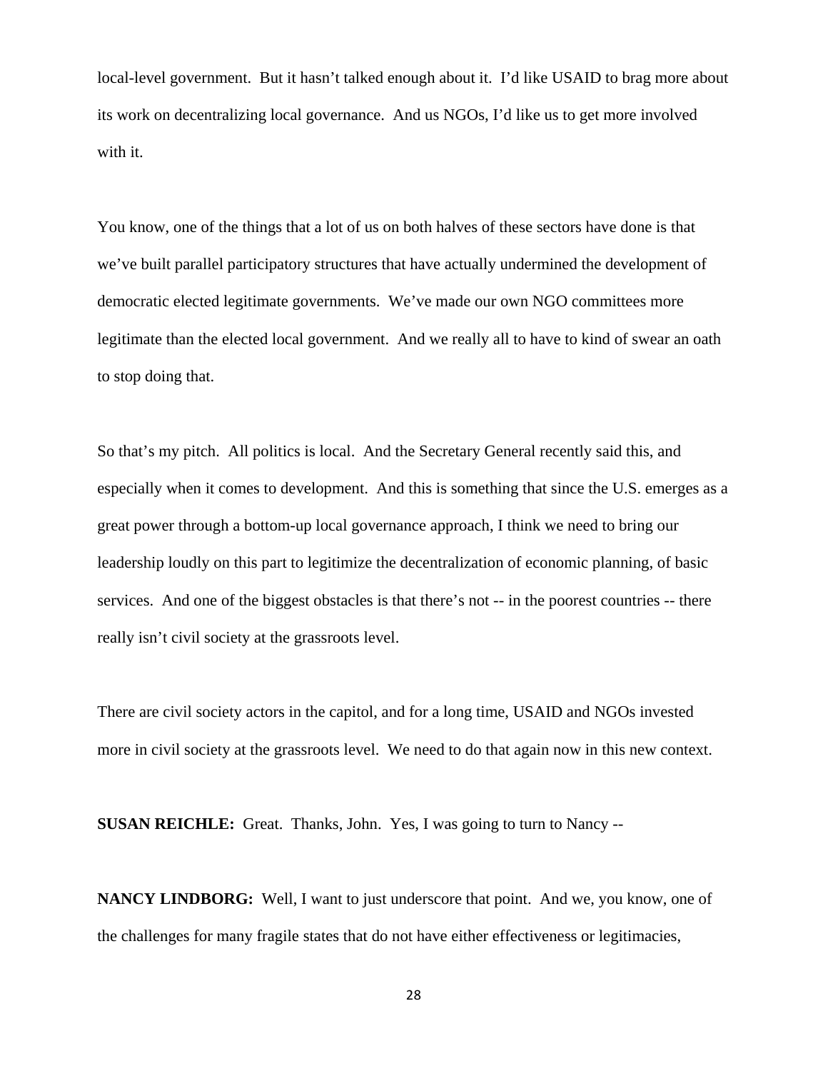local-level government. But it hasn't talked enough about it. I'd like USAID to brag more about its work on decentralizing local governance. And us NGOs, I'd like us to get more involved with it.

You know, one of the things that a lot of us on both halves of these sectors have done is that we've built parallel participatory structures that have actually undermined the development of democratic elected legitimate governments. We've made our own NGO committees more legitimate than the elected local government. And we really all to have to kind of swear an oath to stop doing that.

So that's my pitch. All politics is local. And the Secretary General recently said this, and especially when it comes to development. And this is something that since the U.S. emerges as a great power through a bottom-up local governance approach, I think we need to bring our leadership loudly on this part to legitimize the decentralization of economic planning, of basic services. And one of the biggest obstacles is that there's not -- in the poorest countries -- there really isn't civil society at the grassroots level.

There are civil society actors in the capitol, and for a long time, USAID and NGOs invested more in civil society at the grassroots level. We need to do that again now in this new context.

**SUSAN REICHLE:** Great. Thanks, John. Yes, I was going to turn to Nancy --

**NANCY LINDBORG:** Well, I want to just underscore that point. And we, you know, one of the challenges for many fragile states that do not have either effectiveness or legitimacies,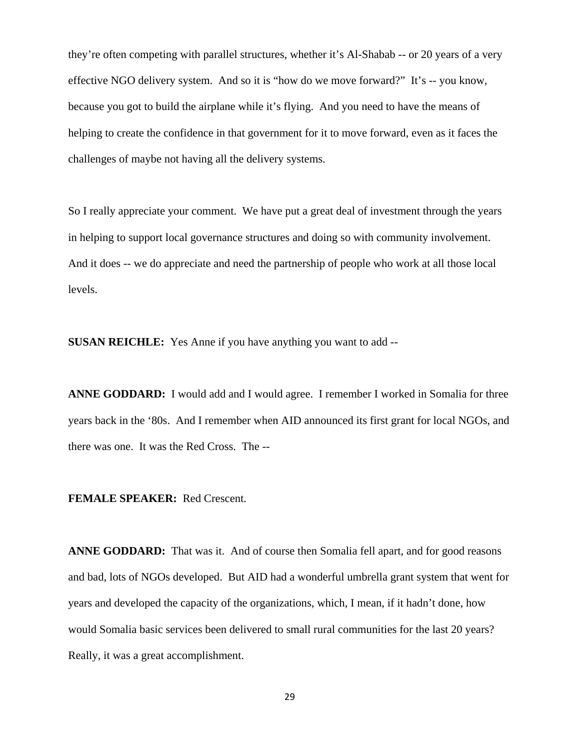they're often competing with parallel structures, whether it's Al-Shabab -- or 20 years of a very effective NGO delivery system. And so it is "how do we move forward?" It's -- you know, because you got to build the airplane while it's flying. And you need to have the means of helping to create the confidence in that government for it to move forward, even as it faces the challenges of maybe not having all the delivery systems.

So I really appreciate your comment. We have put a great deal of investment through the years in helping to support local governance structures and doing so with community involvement. And it does -- we do appreciate and need the partnership of people who work at all those local levels.

**SUSAN REICHLE:** Yes Anne if you have anything you want to add --

**ANNE GODDARD:** I would add and I would agree. I remember I worked in Somalia for three years back in the '80s. And I remember when AID announced its first grant for local NGOs, and there was one. It was the Red Cross. The --

**FEMALE SPEAKER:** Red Crescent.

**ANNE GODDARD:** That was it. And of course then Somalia fell apart, and for good reasons and bad, lots of NGOs developed. But AID had a wonderful umbrella grant system that went for years and developed the capacity of the organizations, which, I mean, if it hadn't done, how would Somalia basic services been delivered to small rural communities for the last 20 years? Really, it was a great accomplishment.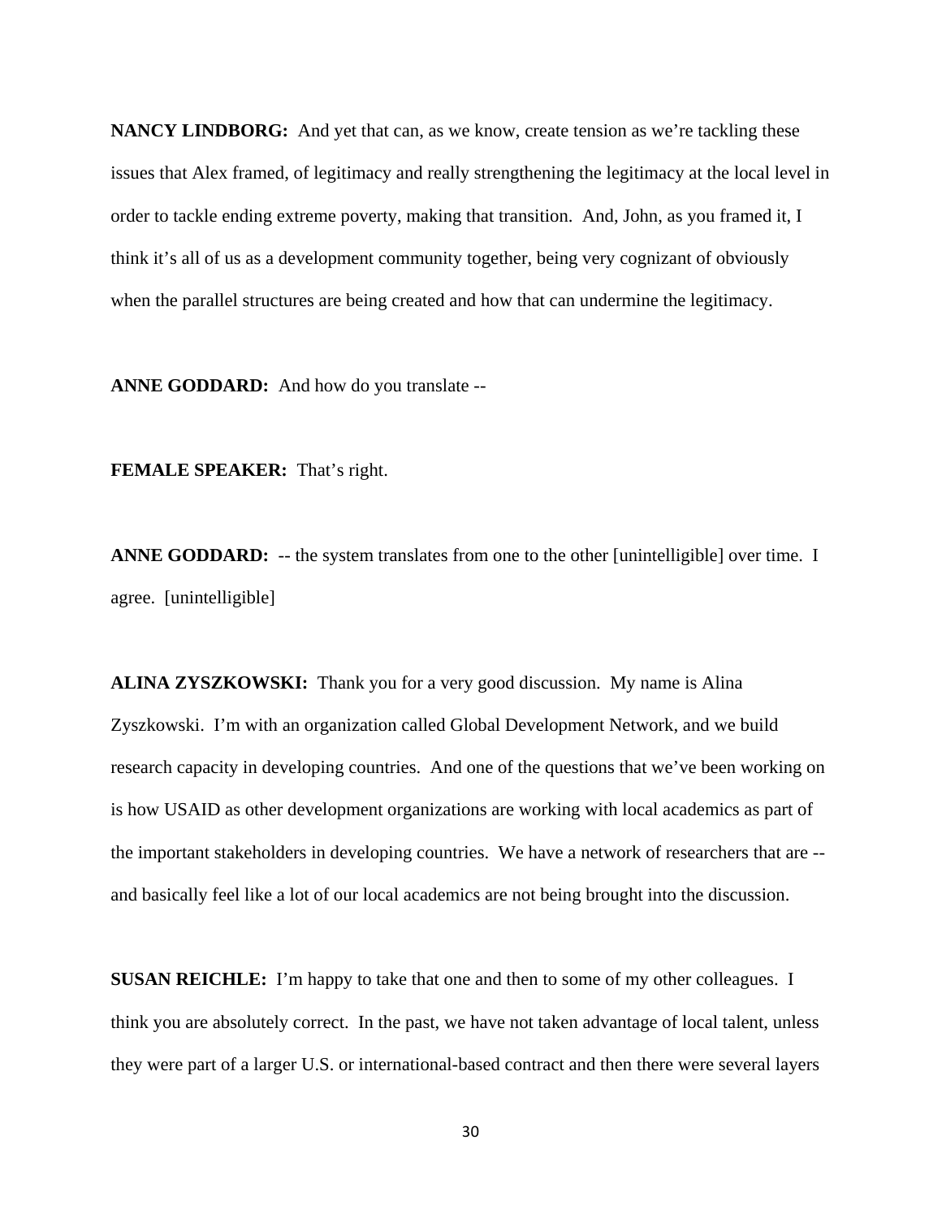**NANCY LINDBORG:** And yet that can, as we know, create tension as we're tackling these issues that Alex framed, of legitimacy and really strengthening the legitimacy at the local level in order to tackle ending extreme poverty, making that transition. And, John, as you framed it, I think it's all of us as a development community together, being very cognizant of obviously when the parallel structures are being created and how that can undermine the legitimacy.

**ANNE GODDARD:** And how do you translate --

**FEMALE SPEAKER:** That's right.

**ANNE GODDARD:** -- the system translates from one to the other [unintelligible] over time. I agree. [unintelligible]

**ALINA ZYSZKOWSKI:** Thank you for a very good discussion. My name is Alina Zyszkowski. I'm with an organization called Global Development Network, and we build research capacity in developing countries. And one of the questions that we've been working on is how USAID as other development organizations are working with local academics as part of the important stakeholders in developing countries. We have a network of researchers that are -- and basically feel like a lot of our local academics are not being brought into the discussion.

**SUSAN REICHLE:** I'm happy to take that one and then to some of my other colleagues. I think you are absolutely correct. In the past, we have not taken advantage of local talent, unless they were part of a larger U.S. or international-based contract and then there were several layers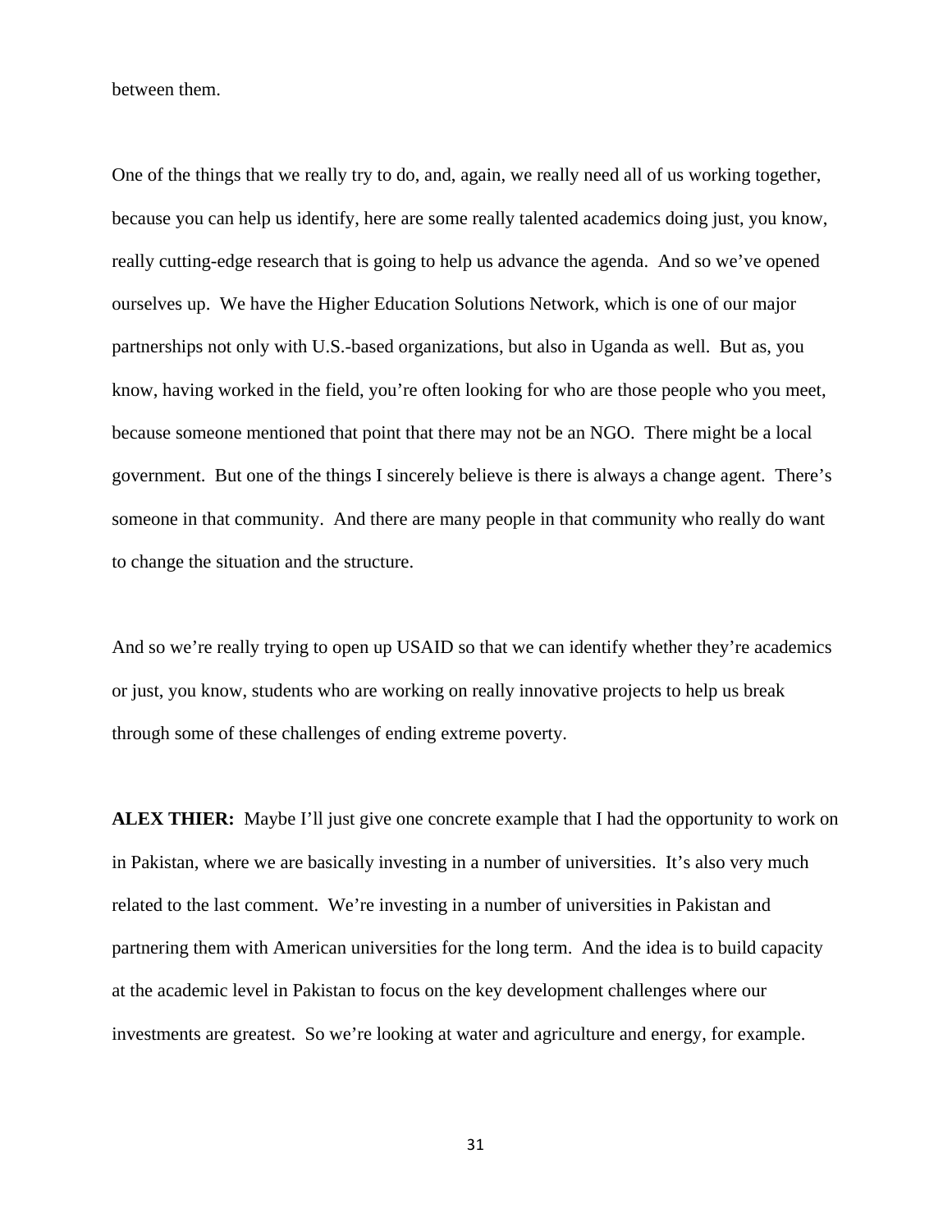between them.

One of the things that we really try to do, and, again, we really need all of us working together, because you can help us identify, here are some really talented academics doing just, you know, really cutting-edge research that is going to help us advance the agenda. And so we've opened ourselves up. We have the Higher Education Solutions Network, which is one of our major partnerships not only with U.S.-based organizations, but also in Uganda as well. But as, you know, having worked in the field, you're often looking for who are those people who you meet, because someone mentioned that point that there may not be an NGO. There might be a local government. But one of the things I sincerely believe is there is always a change agent. There's someone in that community. And there are many people in that community who really do want to change the situation and the structure.

And so we're really trying to open up USAID so that we can identify whether they're academics or just, you know, students who are working on really innovative projects to help us break through some of these challenges of ending extreme poverty.

**ALEX THIER:** Maybe I'll just give one concrete example that I had the opportunity to work on in Pakistan, where we are basically investing in a number of universities. It's also very much related to the last comment. We're investing in a number of universities in Pakistan and partnering them with American universities for the long term. And the idea is to build capacity at the academic level in Pakistan to focus on the key development challenges where our investments are greatest. So we're looking at water and agriculture and energy, for example.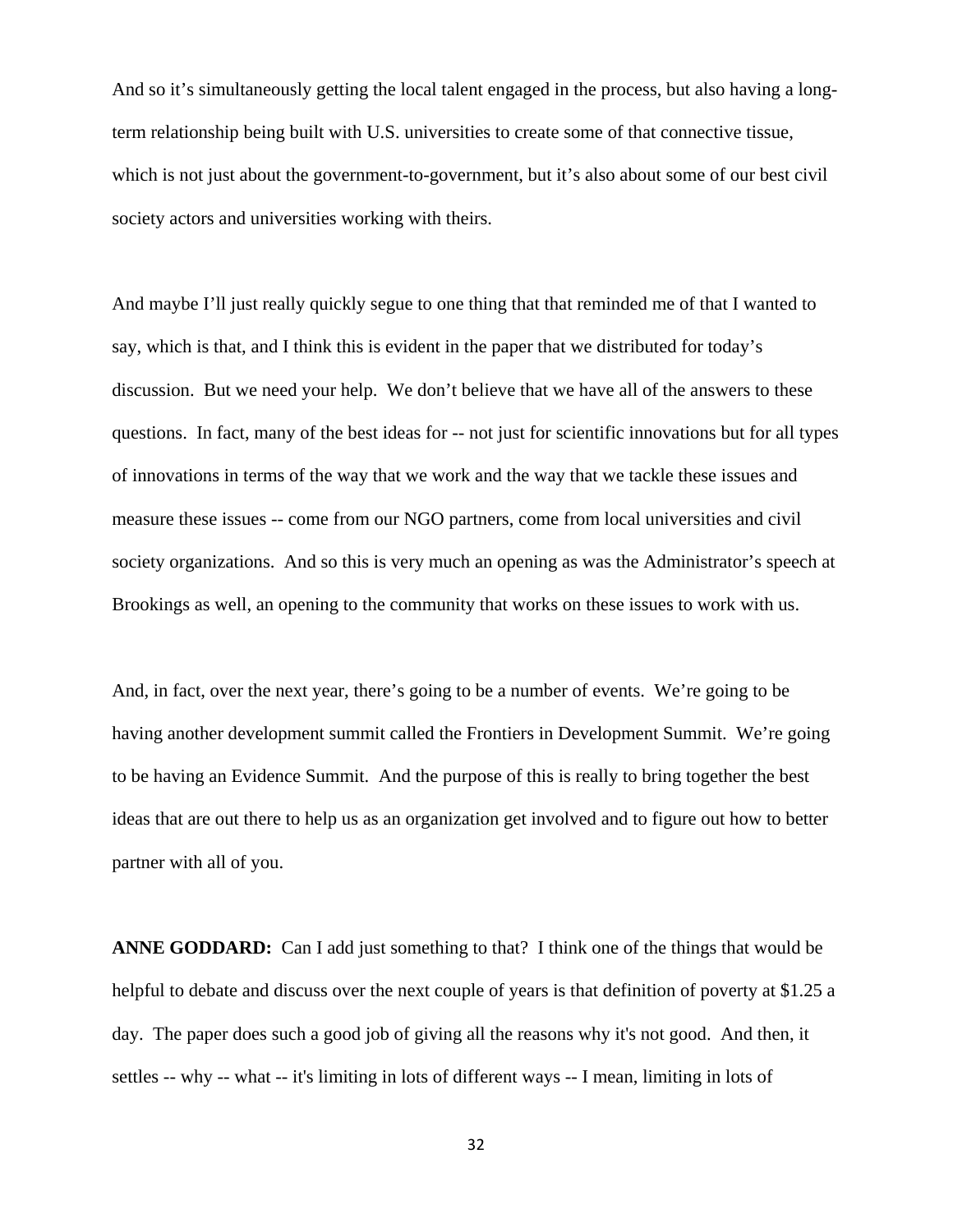And so it's simultaneously getting the local talent engaged in the process, but also having a long-term relationship being built with U.S. universities to create some of that connective tissue, which is not just about the government-to-government, but it's also about some of our best civil society actors and universities working with theirs.

And maybe I'll just really quickly segue to one thing that that reminded me of that I wanted to say, which is that, and I think this is evident in the paper that we distributed for today's discussion. But we need your help. We don't believe that we have all of the answers to these questions. In fact, many of the best ideas for -- not just for scientific innovations but for all types of innovations in terms of the way that we work and the way that we tackle these issues and measure these issues -- come from our NGO partners, come from local universities and civil society organizations. And so this is very much an opening as was the Administrator's speech at Brookings as well, an opening to the community that works on these issues to work with us.

And, in fact, over the next year, there's going to be a number of events. We're going to be having another development summit called the Frontiers in Development Summit. We're going to be having an Evidence Summit. And the purpose of this is really to bring together the best ideas that are out there to help us as an organization get involved and to figure out how to better partner with all of you.

**ANNE GODDARD:** Can I add just something to that? I think one of the things that would be helpful to debate and discuss over the next couple of years is that definition of poverty at $1.25 a day. The paper does such a good job of giving all the reasons why it's not good. And then, it settles -- why -- what -- it's limiting in lots of different ways -- I mean, limiting in lots of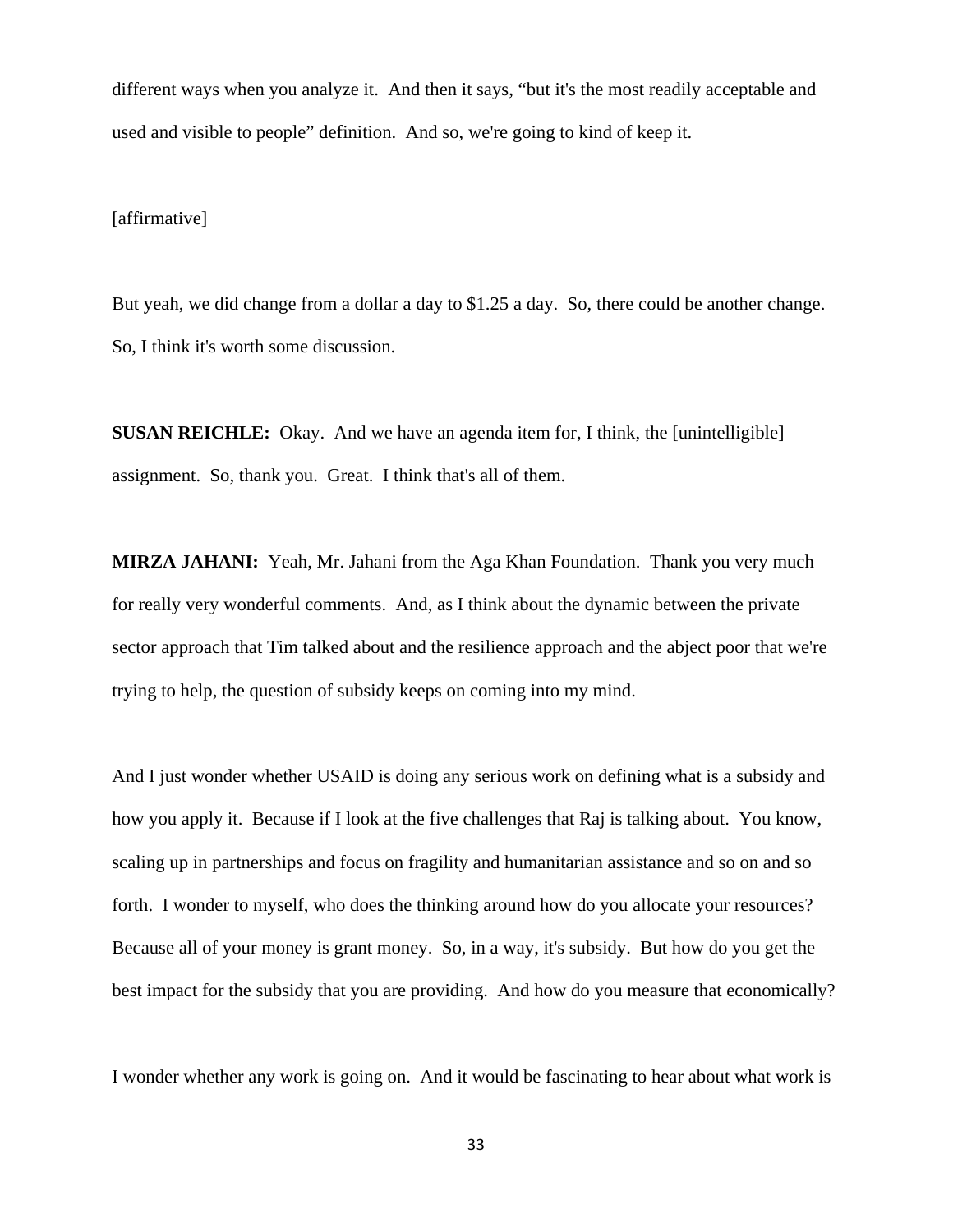different ways when you analyze it. And then it says, “but it's the most readily acceptable and used and visible to people” definition. And so, we're going to kind of keep it.

[affirmative]

But yeah, we did change from a dollar a day to $1.25 a day. So, there could be another change. So, I think it's worth some discussion.

**SUSAN REICHLE:** Okay. And we have an agenda item for, I think, the [unintelligible] assignment. So, thank you. Great. I think that's all of them.

**MIRZA JAHANI:** Yeah, Mr. Jahani from the Aga Khan Foundation. Thank you very much for really very wonderful comments. And, as I think about the dynamic between the private sector approach that Tim talked about and the resilience approach and the abject poor that we're trying to help, the question of subsidy keeps on coming into my mind.

And I just wonder whether USAID is doing any serious work on defining what is a subsidy and how you apply it. Because if I look at the five challenges that Raj is talking about. You know, scaling up in partnerships and focus on fragility and humanitarian assistance and so on and so forth. I wonder to myself, who does the thinking around how do you allocate your resources? Because all of your money is grant money. So, in a way, it's subsidy. But how do you get the best impact for the subsidy that you are providing. And how do you measure that economically?

I wonder whether any work is going on. And it would be fascinating to hear about what work is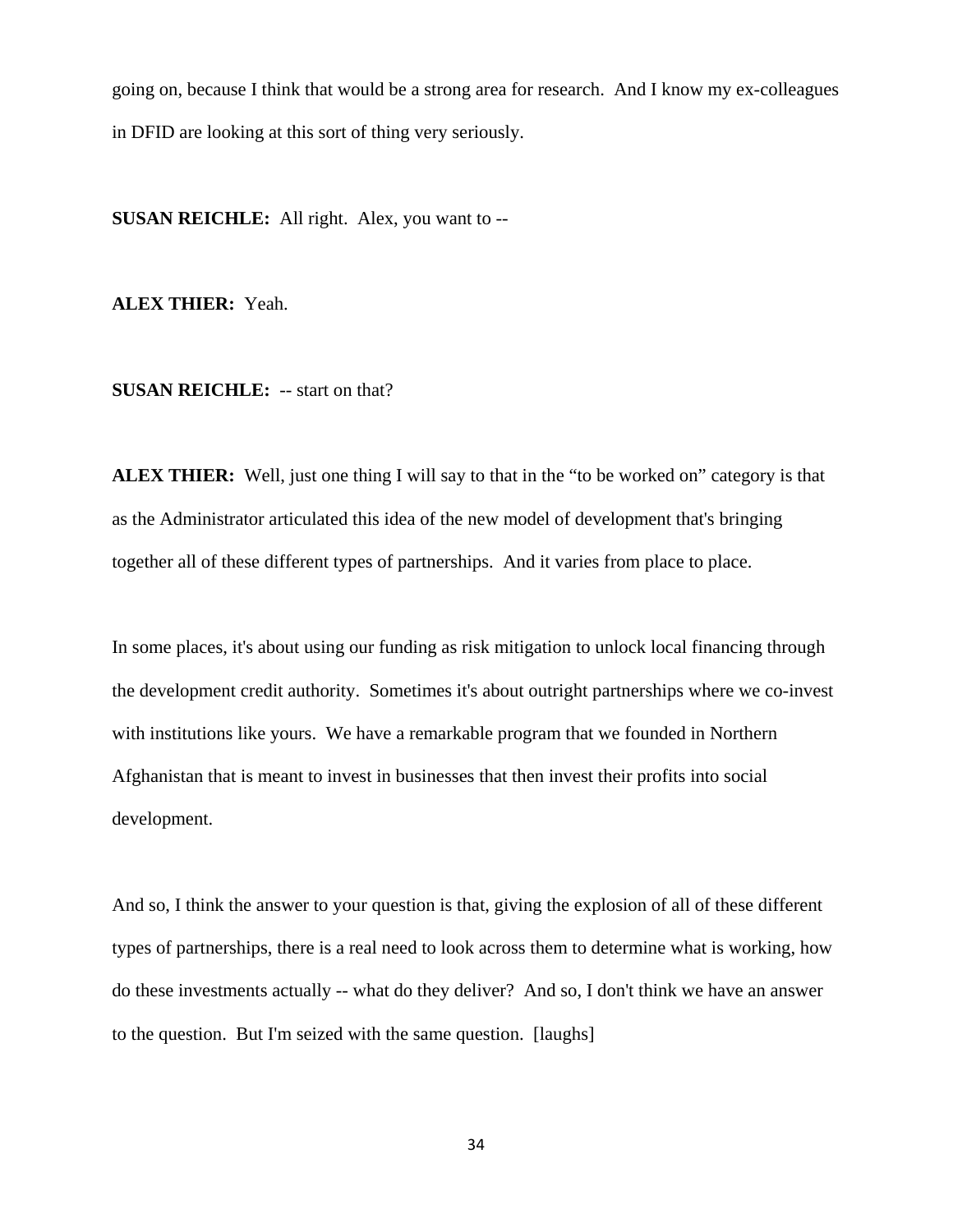going on, because I think that would be a strong area for research. And I know my ex-colleagues in DFID are looking at this sort of thing very seriously.

**SUSAN REICHLE:** All right. Alex, you want to --

**ALEX THIER:** Yeah.

**SUSAN REICHLE:** -- start on that?

**ALEX THIER:** Well, just one thing I will say to that in the "to be worked on" category is that as the Administrator articulated this idea of the new model of development that's bringing together all of these different types of partnerships. And it varies from place to place.

In some places, it's about using our funding as risk mitigation to unlock local financing through the development credit authority. Sometimes it's about outright partnerships where we co-invest with institutions like yours. We have a remarkable program that we founded in Northern Afghanistan that is meant to invest in businesses that then invest their profits into social development.

And so, I think the answer to your question is that, giving the explosion of all of these different types of partnerships, there is a real need to look across them to determine what is working, how do these investments actually -- what do they deliver? And so, I don't think we have an answer to the question. But I'm seized with the same question. [laughs]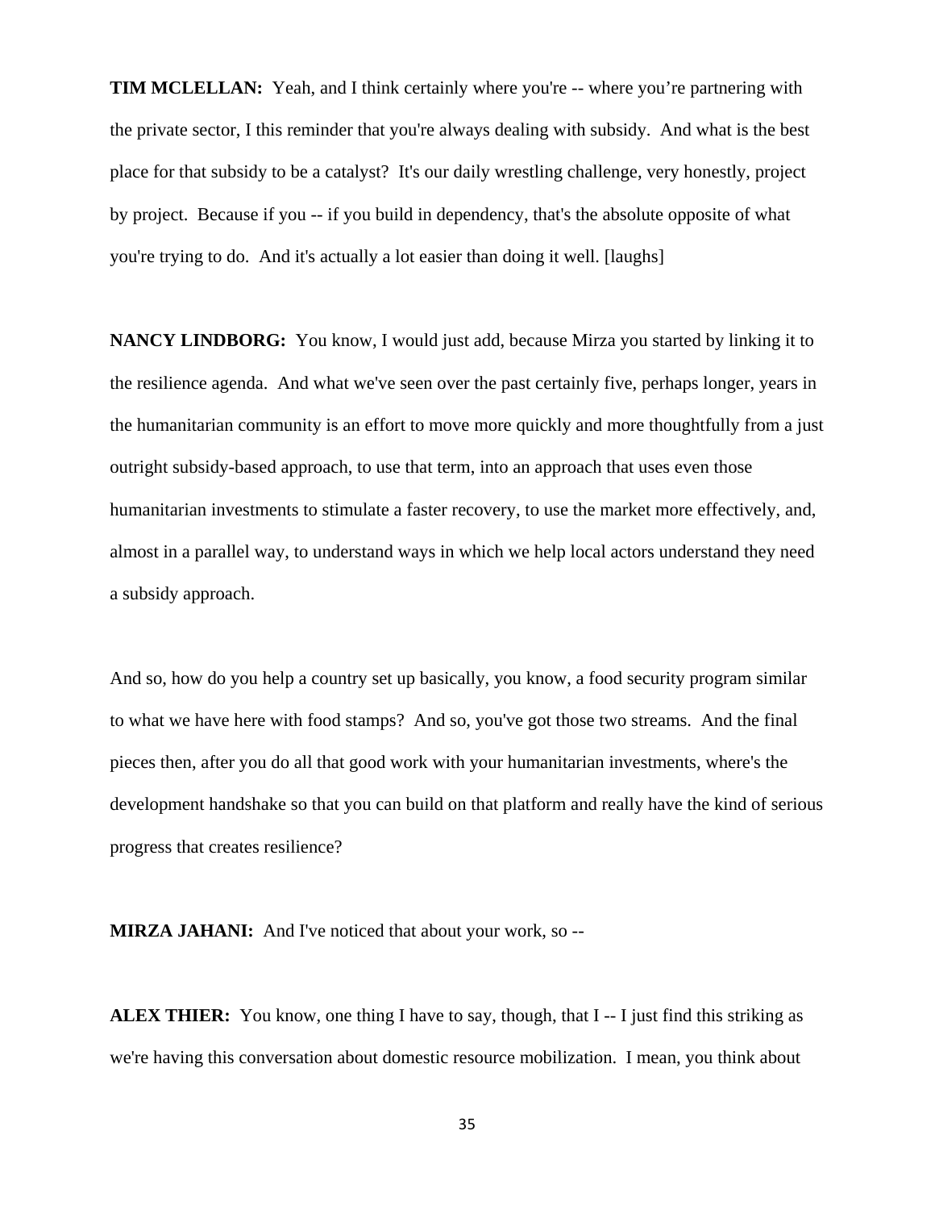**TIM MCLELLAN:** Yeah, and I think certainly where you're -- where you're partnering with the private sector, I this reminder that you're always dealing with subsidy. And what is the best place for that subsidy to be a catalyst? It's our daily wrestling challenge, very honestly, project by project. Because if you -- if you build in dependency, that's the absolute opposite of what you're trying to do. And it's actually a lot easier than doing it well. [laughs]

**NANCY LINDBORG:** You know, I would just add, because Mirza you started by linking it to the resilience agenda. And what we've seen over the past certainly five, perhaps longer, years in the humanitarian community is an effort to move more quickly and more thoughtfully from a just outright subsidy-based approach, to use that term, into an approach that uses even those humanitarian investments to stimulate a faster recovery, to use the market more effectively, and, almost in a parallel way, to understand ways in which we help local actors understand they need a subsidy approach.

And so, how do you help a country set up basically, you know, a food security program similar to what we have here with food stamps? And so, you've got those two streams. And the final pieces then, after you do all that good work with your humanitarian investments, where's the development handshake so that you can build on that platform and really have the kind of serious progress that creates resilience?

**MIRZA JAHANI:** And I've noticed that about your work, so --

**ALEX THIER:** You know, one thing I have to say, though, that I -- I just find this striking as we're having this conversation about domestic resource mobilization. I mean, you think about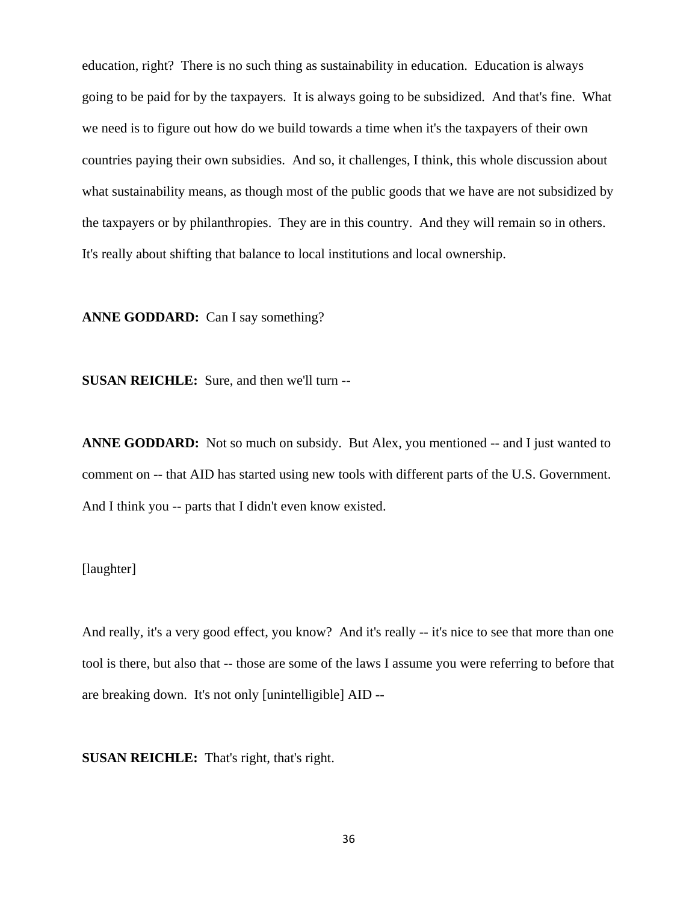education, right? There is no such thing as sustainability in education. Education is always going to be paid for by the taxpayers. It is always going to be subsidized. And that's fine. What we need is to figure out how do we build towards a time when it's the taxpayers of their own countries paying their own subsidies. And so, it challenges, I think, this whole discussion about what sustainability means, as though most of the public goods that we have are not subsidized by the taxpayers or by philanthropies. They are in this country. And they will remain so in others. It's really about shifting that balance to local institutions and local ownership.

**ANNE GODDARD:** Can I say something?

**SUSAN REICHLE:** Sure, and then we'll turn --

**ANNE GODDARD:** Not so much on subsidy. But Alex, you mentioned -- and I just wanted to comment on -- that AID has started using new tools with different parts of the U.S. Government. And I think you -- parts that I didn't even know existed.

[laughter]

And really, it's a very good effect, you know? And it's really -- it's nice to see that more than one tool is there, but also that -- those are some of the laws I assume you were referring to before that are breaking down. It's not only [unintelligible] AID --

**SUSAN REICHLE:** That's right, that's right.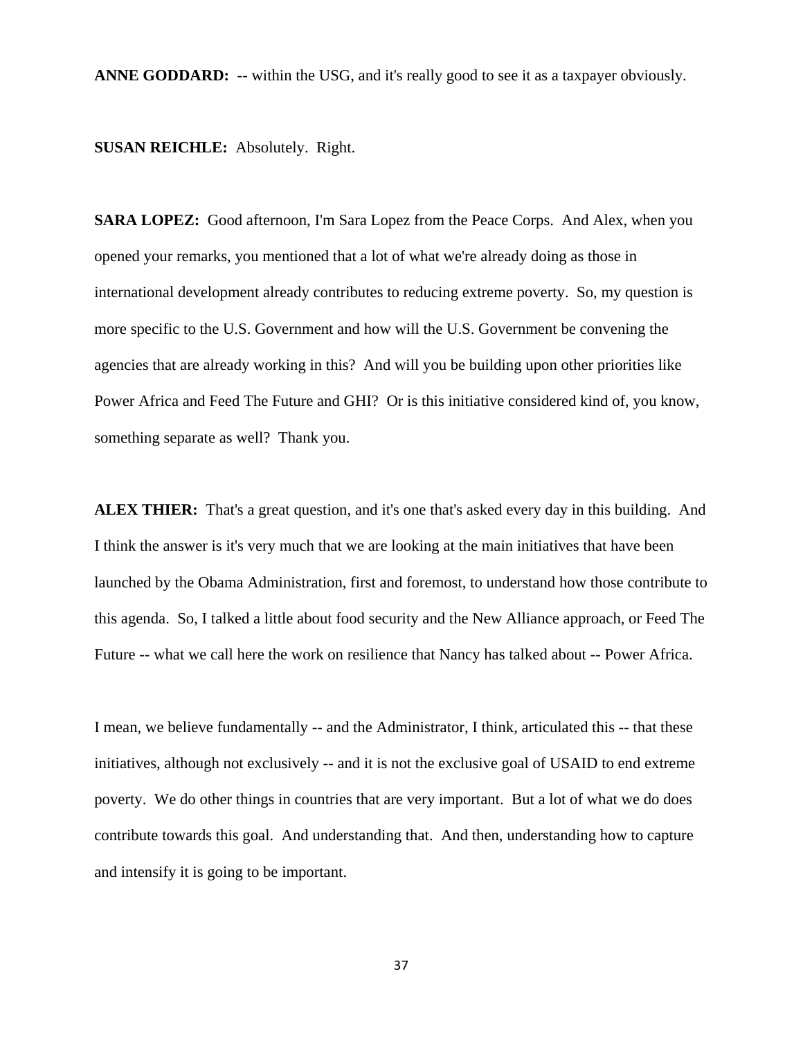**ANNE GODDARD:** -- within the USG, and it's really good to see it as a taxpayer obviously.

**SUSAN REICHLE:** Absolutely. Right.

**SARA LOPEZ:** Good afternoon, I'm Sara Lopez from the Peace Corps. And Alex, when you opened your remarks, you mentioned that a lot of what we're already doing as those in international development already contributes to reducing extreme poverty. So, my question is more specific to the U.S. Government and how will the U.S. Government be convening the agencies that are already working in this? And will you be building upon other priorities like Power Africa and Feed The Future and GHI? Or is this initiative considered kind of, you know, something separate as well? Thank you.

**ALEX THIER:** That's a great question, and it's one that's asked every day in this building. And I think the answer is it's very much that we are looking at the main initiatives that have been launched by the Obama Administration, first and foremost, to understand how those contribute to this agenda. So, I talked a little about food security and the New Alliance approach, or Feed The Future -- what we call here the work on resilience that Nancy has talked about -- Power Africa.

I mean, we believe fundamentally -- and the Administrator, I think, articulated this -- that these initiatives, although not exclusively -- and it is not the exclusive goal of USAID to end extreme poverty. We do other things in countries that are very important. But a lot of what we do does contribute towards this goal. And understanding that. And then, understanding how to capture and intensify it is going to be important.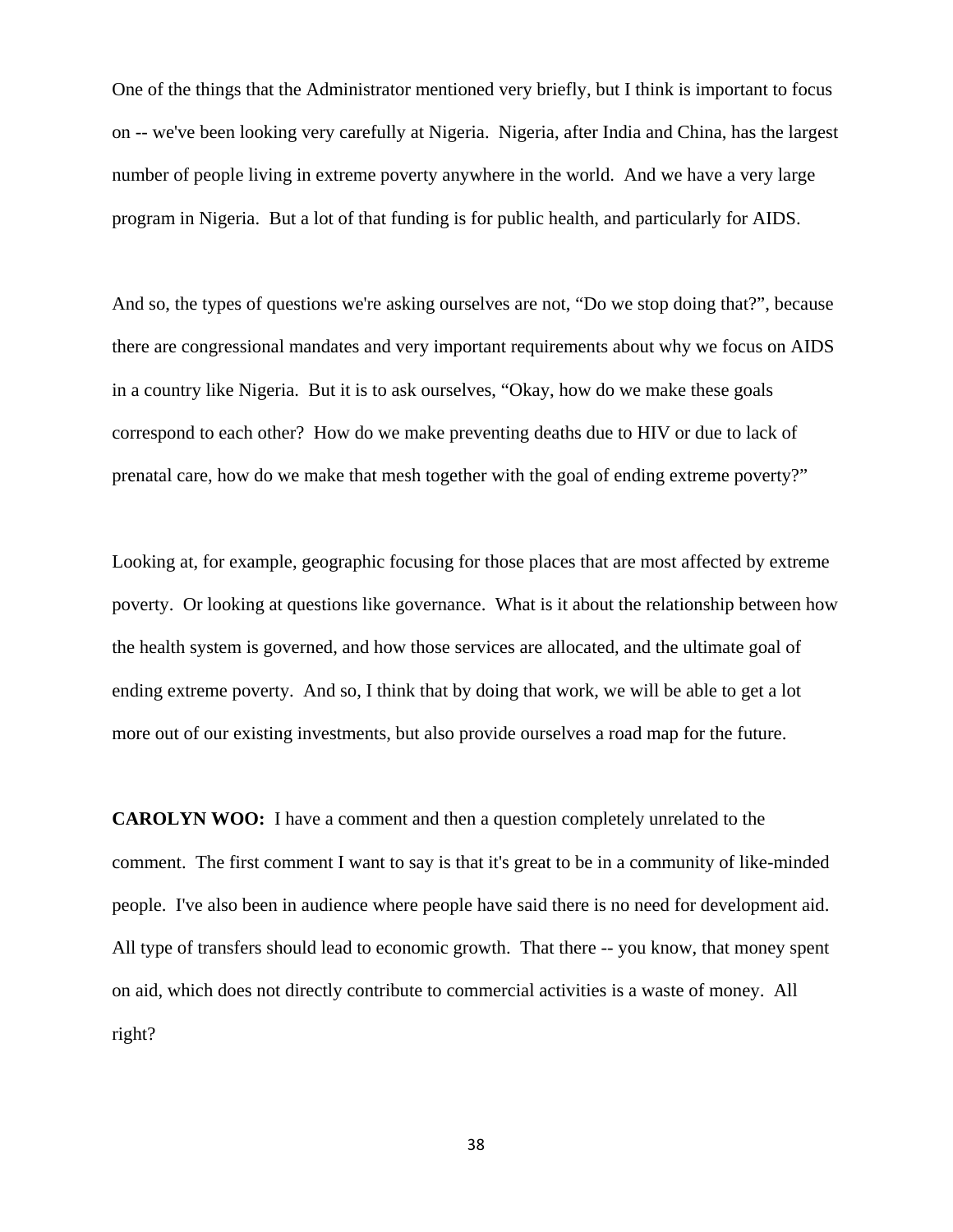One of the things that the Administrator mentioned very briefly, but I think is important to focus on -- we've been looking very carefully at Nigeria. Nigeria, after India and China, has the largest number of people living in extreme poverty anywhere in the world. And we have a very large program in Nigeria. But a lot of that funding is for public health, and particularly for AIDS.

And so, the types of questions we're asking ourselves are not, "Do we stop doing that?", because there are congressional mandates and very important requirements about why we focus on AIDS in a country like Nigeria. But it is to ask ourselves, "Okay, how do we make these goals correspond to each other? How do we make preventing deaths due to HIV or due to lack of prenatal care, how do we make that mesh together with the goal of ending extreme poverty?"

Looking at, for example, geographic focusing for those places that are most affected by extreme poverty. Or looking at questions like governance. What is it about the relationship between how the health system is governed, and how those services are allocated, and the ultimate goal of ending extreme poverty. And so, I think that by doing that work, we will be able to get a lot more out of our existing investments, but also provide ourselves a road map for the future.

**CAROLYN WOO:** I have a comment and then a question completely unrelated to the comment. The first comment I want to say is that it's great to be in a community of like-minded people. I've also been in audience where people have said there is no need for development aid. All type of transfers should lead to economic growth. That there -- you know, that money spent on aid, which does not directly contribute to commercial activities is a waste of money. All right?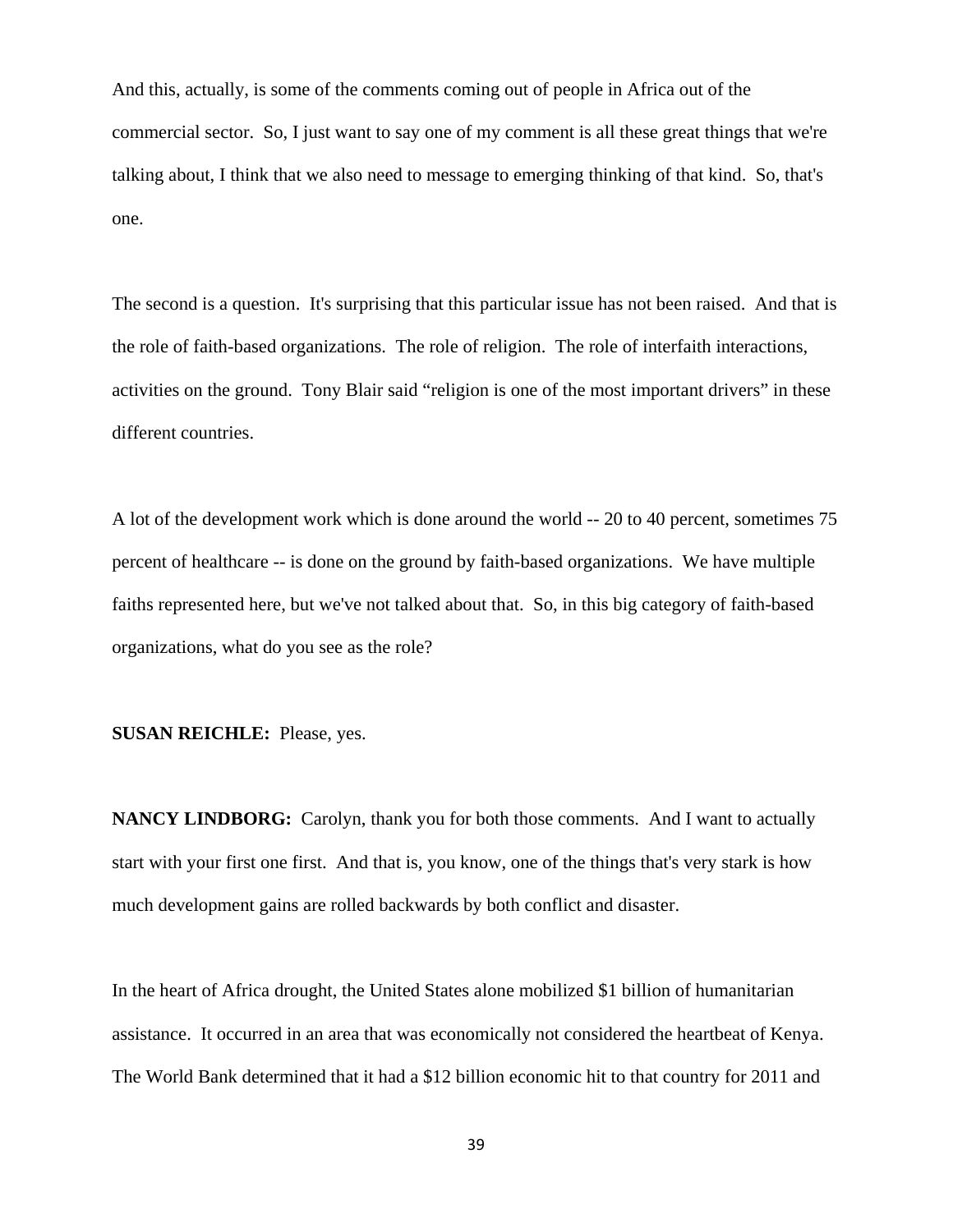And this, actually, is some of the comments coming out of people in Africa out of the commercial sector. So, I just want to say one of my comment is all these great things that we're talking about, I think that we also need to message to emerging thinking of that kind. So, that's one.

The second is a question. It's surprising that this particular issue has not been raised. And that is the role of faith-based organizations. The role of religion. The role of interfaith interactions, activities on the ground. Tony Blair said "religion is one of the most important drivers" in these different countries.

A lot of the development work which is done around the world -- 20 to 40 percent, sometimes 75 percent of healthcare -- is done on the ground by faith-based organizations. We have multiple faiths represented here, but we've not talked about that. So, in this big category of faith-based organizations, what do you see as the role?

**SUSAN REICHLE:** Please, yes.

**NANCY LINDBORG:** Carolyn, thank you for both those comments. And I want to actually start with your first one first. And that is, you know, one of the things that's very stark is how much development gains are rolled backwards by both conflict and disaster.

In the heart of Africa drought, the United States alone mobilized $1 billion of humanitarian assistance. It occurred in an area that was economically not considered the heartbeat of Kenya. The World Bank determined that it had a $12 billion economic hit to that country for 2011 and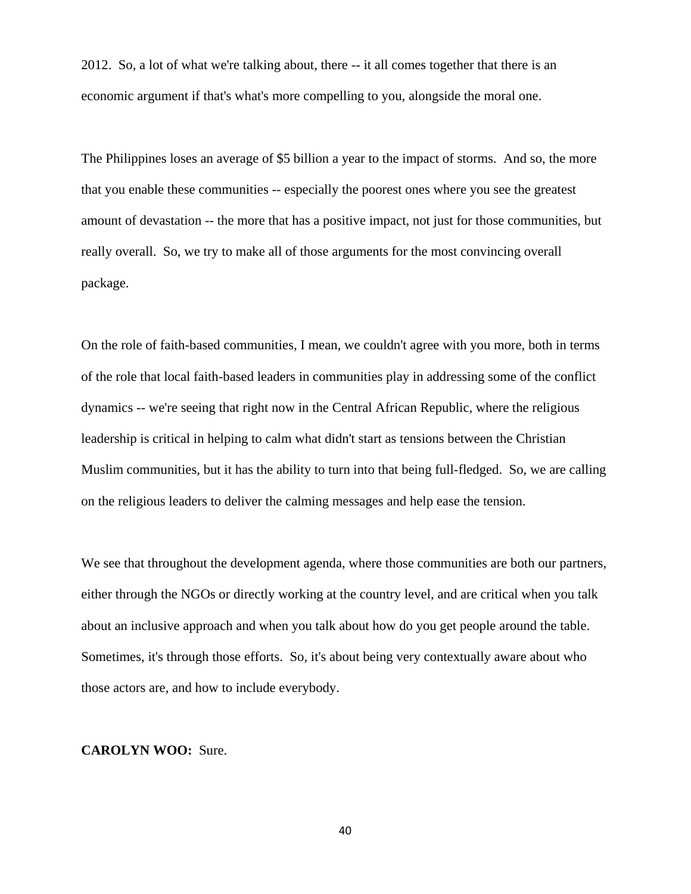2012. So, a lot of what we're talking about, there -- it all comes together that there is an economic argument if that's what's more compelling to you, alongside the moral one.

The Philippines loses an average of $5 billion a year to the impact of storms. And so, the more that you enable these communities -- especially the poorest ones where you see the greatest amount of devastation -- the more that has a positive impact, not just for those communities, but really overall. So, we try to make all of those arguments for the most convincing overall package.

On the role of faith-based communities, I mean, we couldn't agree with you more, both in terms of the role that local faith-based leaders in communities play in addressing some of the conflict dynamics -- we're seeing that right now in the Central African Republic, where the religious leadership is critical in helping to calm what didn't start as tensions between the Christian Muslim communities, but it has the ability to turn into that being full-fledged. So, we are calling on the religious leaders to deliver the calming messages and help ease the tension.

We see that throughout the development agenda, where those communities are both our partners, either through the NGOs or directly working at the country level, and are critical when you talk about an inclusive approach and when you talk about how do you get people around the table. Sometimes, it's through those efforts. So, it's about being very contextually aware about who those actors are, and how to include everybody.

**CAROLYN WOO:** Sure.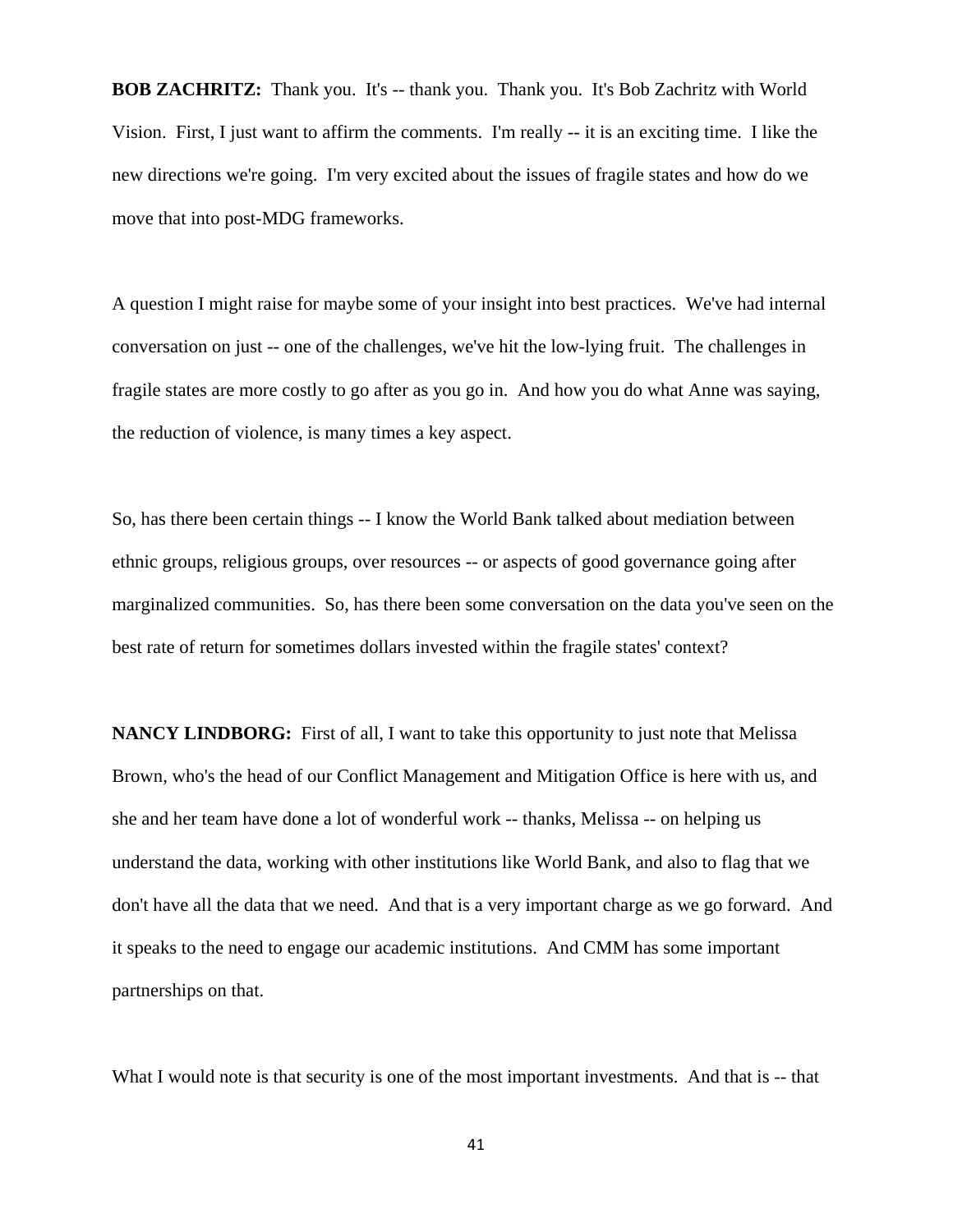**BOB ZACHRITZ:** Thank you. It's -- thank you. Thank you. It's Bob Zachritz with World Vision. First, I just want to affirm the comments. I'm really -- it is an exciting time. I like the new directions we're going. I'm very excited about the issues of fragile states and how do we move that into post-MDG frameworks.

A question I might raise for maybe some of your insight into best practices. We've had internal conversation on just -- one of the challenges, we've hit the low-lying fruit. The challenges in fragile states are more costly to go after as you go in. And how you do what Anne was saying, the reduction of violence, is many times a key aspect.

So, has there been certain things -- I know the World Bank talked about mediation between ethnic groups, religious groups, over resources -- or aspects of good governance going after marginalized communities. So, has there been some conversation on the data you've seen on the best rate of return for sometimes dollars invested within the fragile states' context?

**NANCY LINDBORG:** First of all, I want to take this opportunity to just note that Melissa Brown, who's the head of our Conflict Management and Mitigation Office is here with us, and she and her team have done a lot of wonderful work -- thanks, Melissa -- on helping us understand the data, working with other institutions like World Bank, and also to flag that we don't have all the data that we need. And that is a very important charge as we go forward. And it speaks to the need to engage our academic institutions. And CMM has some important partnerships on that.

What I would note is that security is one of the most important investments. And that is -- that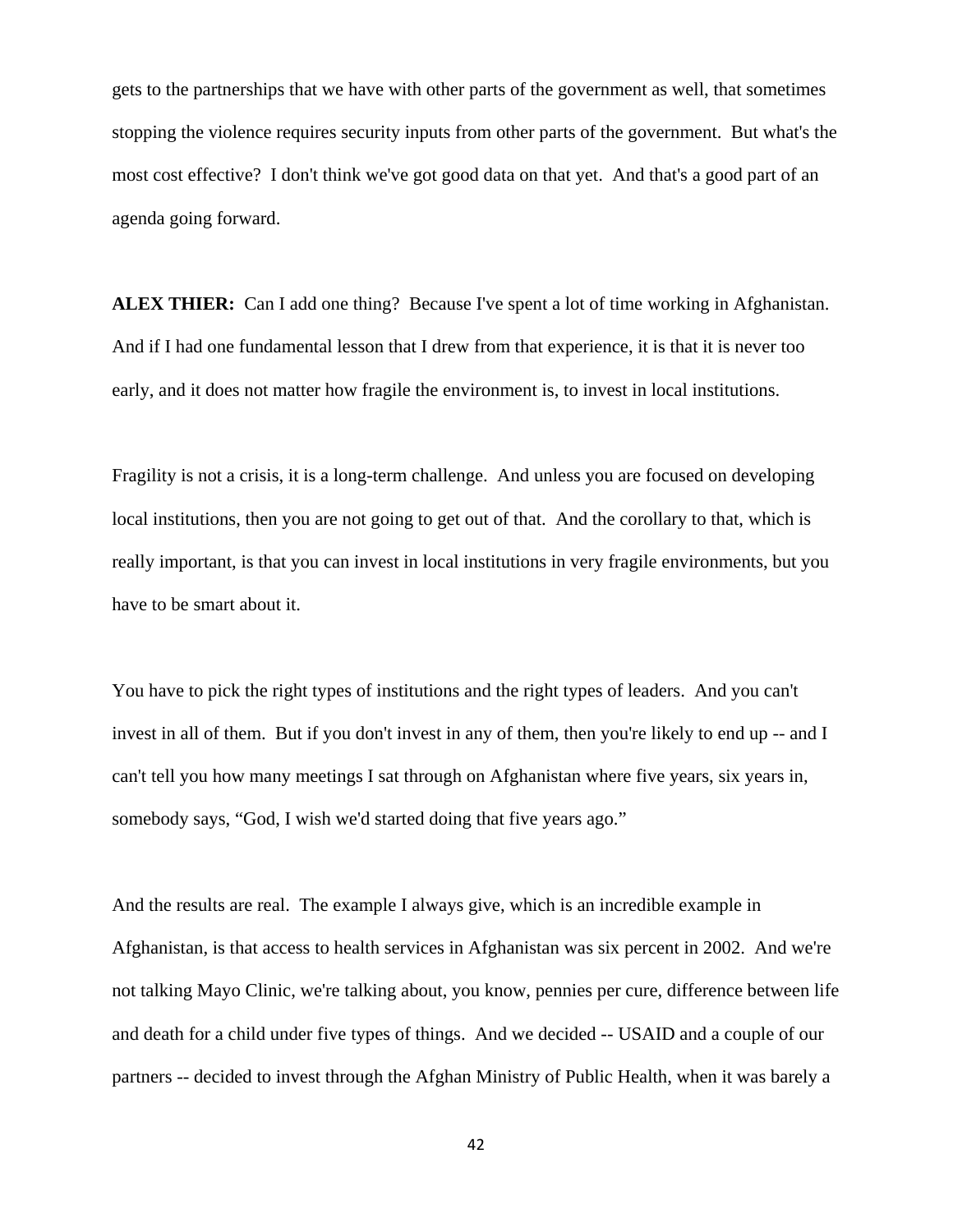gets to the partnerships that we have with other parts of the government as well, that sometimes stopping the violence requires security inputs from other parts of the government. But what's the most cost effective? I don't think we've got good data on that yet. And that's a good part of an agenda going forward.

**ALEX THIER:** Can I add one thing? Because I've spent a lot of time working in Afghanistan. And if I had one fundamental lesson that I drew from that experience, it is that it is never too early, and it does not matter how fragile the environment is, to invest in local institutions.

Fragility is not a crisis, it is a long-term challenge. And unless you are focused on developing local institutions, then you are not going to get out of that. And the corollary to that, which is really important, is that you can invest in local institutions in very fragile environments, but you have to be smart about it.

You have to pick the right types of institutions and the right types of leaders. And you can't invest in all of them. But if you don't invest in any of them, then you're likely to end up -- and I can't tell you how many meetings I sat through on Afghanistan where five years, six years in, somebody says, "God, I wish we'd started doing that five years ago."

And the results are real. The example I always give, which is an incredible example in Afghanistan, is that access to health services in Afghanistan was six percent in 2002. And we're not talking Mayo Clinic, we're talking about, you know, pennies per cure, difference between life and death for a child under five types of things. And we decided -- USAID and a couple of our partners -- decided to invest through the Afghan Ministry of Public Health, when it was barely a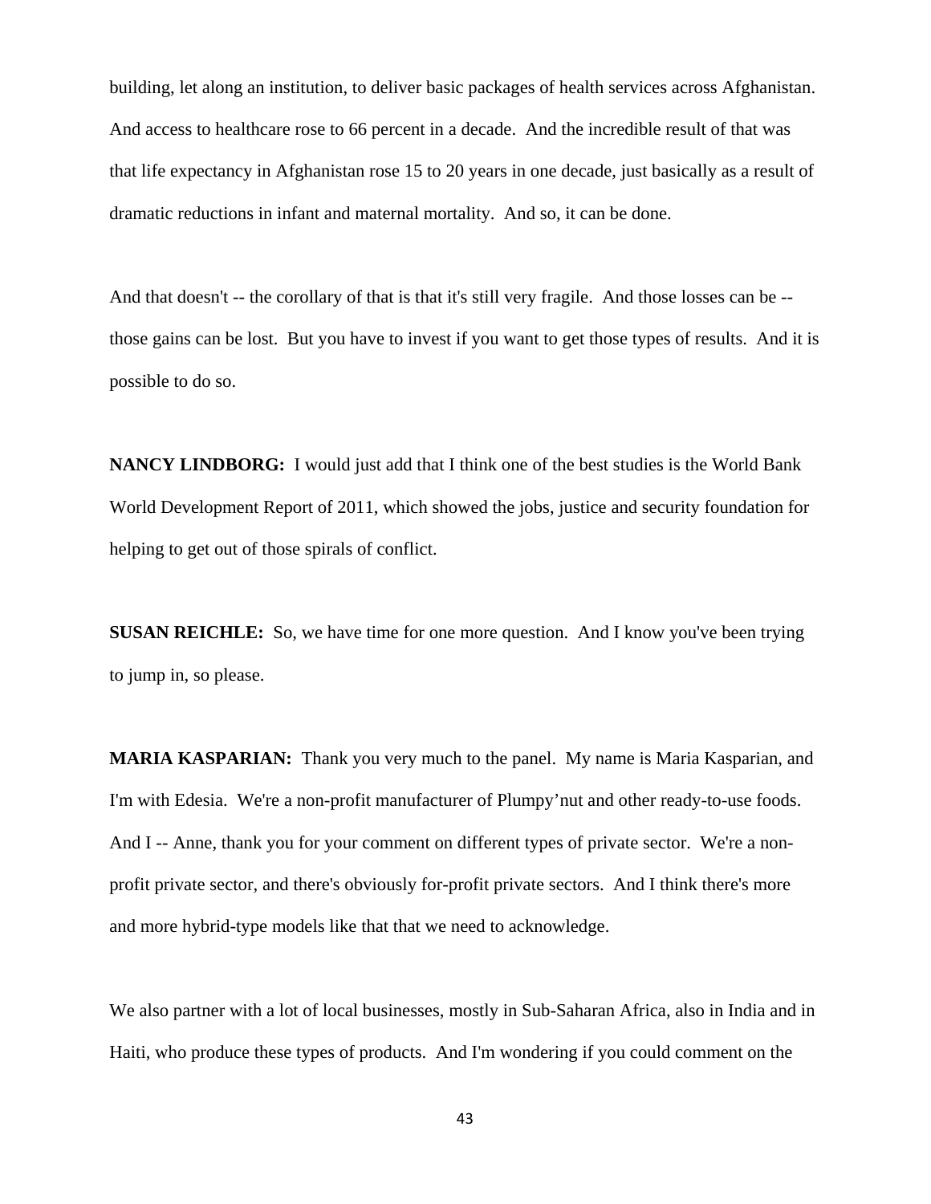building, let along an institution, to deliver basic packages of health services across Afghanistan. And access to healthcare rose to 66 percent in a decade. And the incredible result of that was that life expectancy in Afghanistan rose 15 to 20 years in one decade, just basically as a result of dramatic reductions in infant and maternal mortality. And so, it can be done.

And that doesn't -- the corollary of that is that it's still very fragile. And those losses can be -- those gains can be lost. But you have to invest if you want to get those types of results. And it is possible to do so.

**NANCY LINDBORG:** I would just add that I think one of the best studies is the World Bank World Development Report of 2011, which showed the jobs, justice and security foundation for helping to get out of those spirals of conflict.

**SUSAN REICHLE:** So, we have time for one more question. And I know you've been trying to jump in, so please.

**MARIA KASPARIAN:** Thank you very much to the panel. My name is Maria Kasparian, and I'm with Edesia. We're a non-profit manufacturer of Plumpy'nut and other ready-to-use foods. And I -- Anne, thank you for your comment on different types of private sector. We're a non-profit private sector, and there's obviously for-profit private sectors. And I think there's more and more hybrid-type models like that that we need to acknowledge.

We also partner with a lot of local businesses, mostly in Sub-Saharan Africa, also in India and in Haiti, who produce these types of products. And I'm wondering if you could comment on the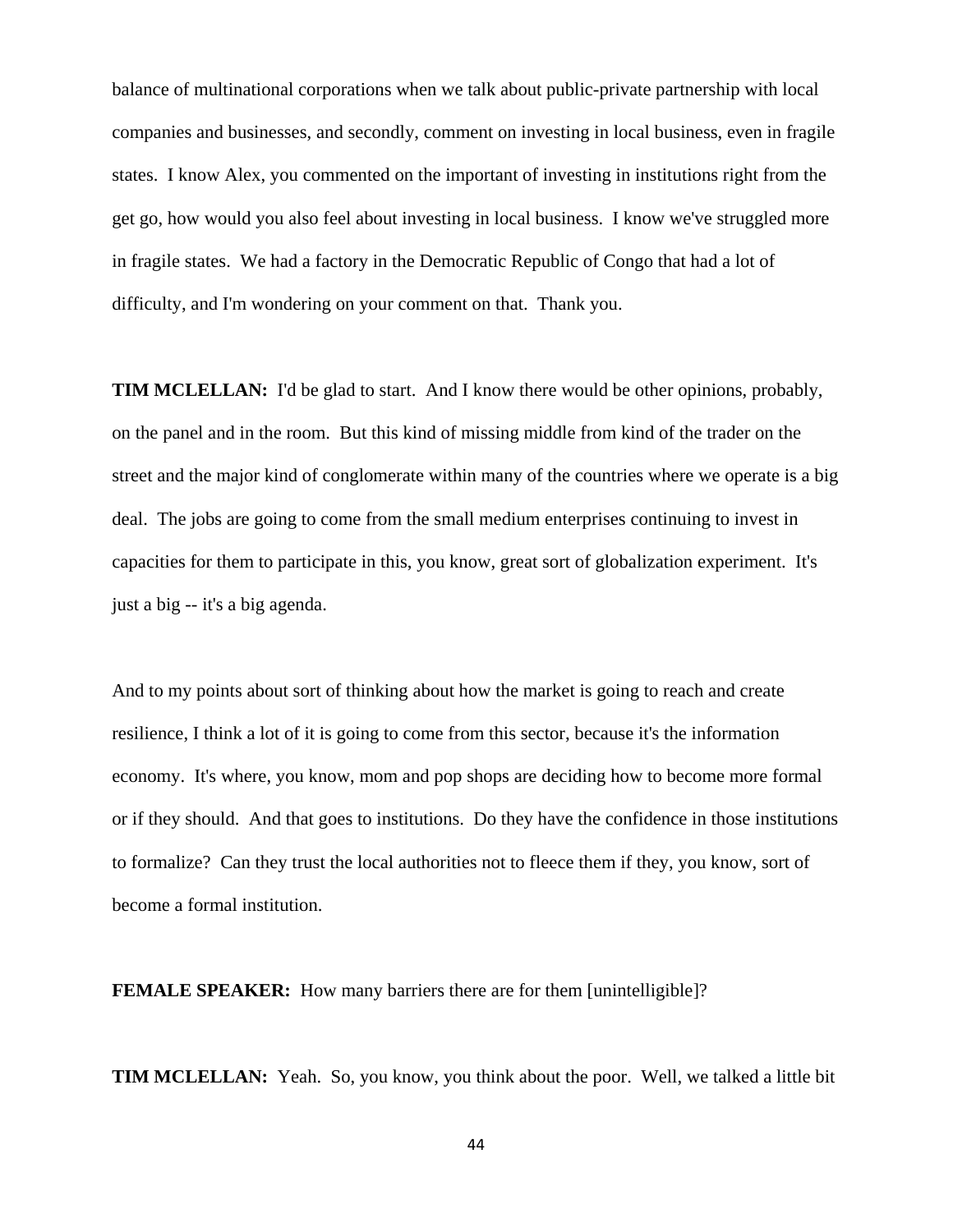balance of multinational corporations when we talk about public-private partnership with local companies and businesses, and secondly, comment on investing in local business, even in fragile states. I know Alex, you commented on the important of investing in institutions right from the get go, how would you also feel about investing in local business. I know we've struggled more in fragile states. We had a factory in the Democratic Republic of Congo that had a lot of difficulty, and I'm wondering on your comment on that. Thank you.

**TIM MCLELLAN:** I'd be glad to start. And I know there would be other opinions, probably, on the panel and in the room. But this kind of missing middle from kind of the trader on the street and the major kind of conglomerate within many of the countries where we operate is a big deal. The jobs are going to come from the small medium enterprises continuing to invest in capacities for them to participate in this, you know, great sort of globalization experiment. It's just a big -- it's a big agenda.

And to my points about sort of thinking about how the market is going to reach and create resilience, I think a lot of it is going to come from this sector, because it's the information economy. It's where, you know, mom and pop shops are deciding how to become more formal or if they should. And that goes to institutions. Do they have the confidence in those institutions to formalize? Can they trust the local authorities not to fleece them if they, you know, sort of become a formal institution.

**FEMALE SPEAKER:** How many barriers there are for them [unintelligible]?

**TIM MCLELLAN:** Yeah. So, you know, you think about the poor. Well, we talked a little bit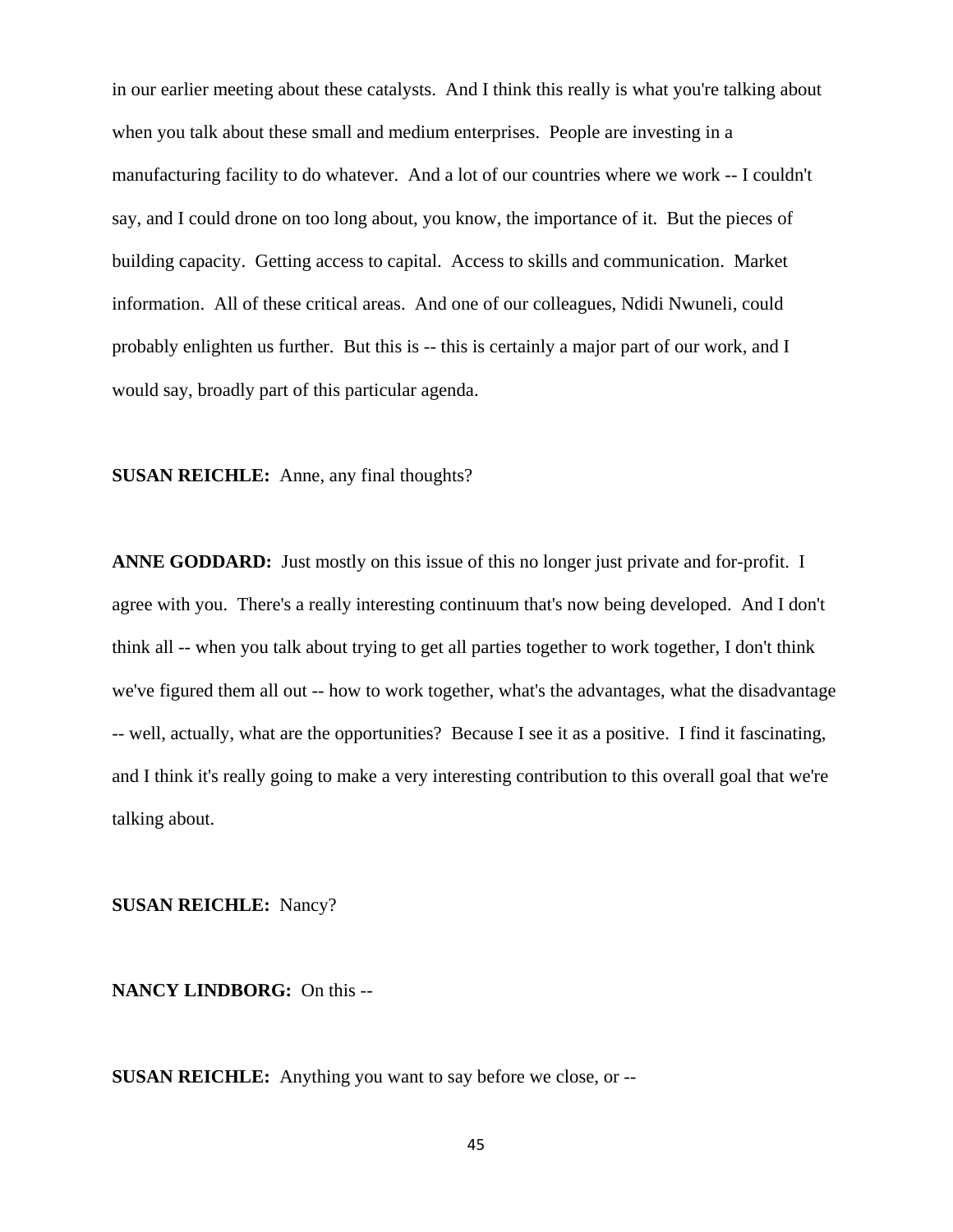in our earlier meeting about these catalysts. And I think this really is what you're talking about when you talk about these small and medium enterprises. People are investing in a manufacturing facility to do whatever. And a lot of our countries where we work -- I couldn't say, and I could drone on too long about, you know, the importance of it. But the pieces of building capacity. Getting access to capital. Access to skills and communication. Market information. All of these critical areas. And one of our colleagues, Ndidi Nwuneli, could probably enlighten us further. But this is -- this is certainly a major part of our work, and I would say, broadly part of this particular agenda.

**SUSAN REICHLE:** Anne, any final thoughts?

**ANNE GODDARD:** Just mostly on this issue of this no longer just private and for-profit. I agree with you. There's a really interesting continuum that's now being developed. And I don't think all -- when you talk about trying to get all parties together to work together, I don't think we've figured them all out -- how to work together, what's the advantages, what the disadvantage -- well, actually, what are the opportunities? Because I see it as a positive. I find it fascinating, and I think it's really going to make a very interesting contribution to this overall goal that we're talking about.

**SUSAN REICHLE:** Nancy?

**NANCY LINDBORG:** On this --

**SUSAN REICHLE:** Anything you want to say before we close, or --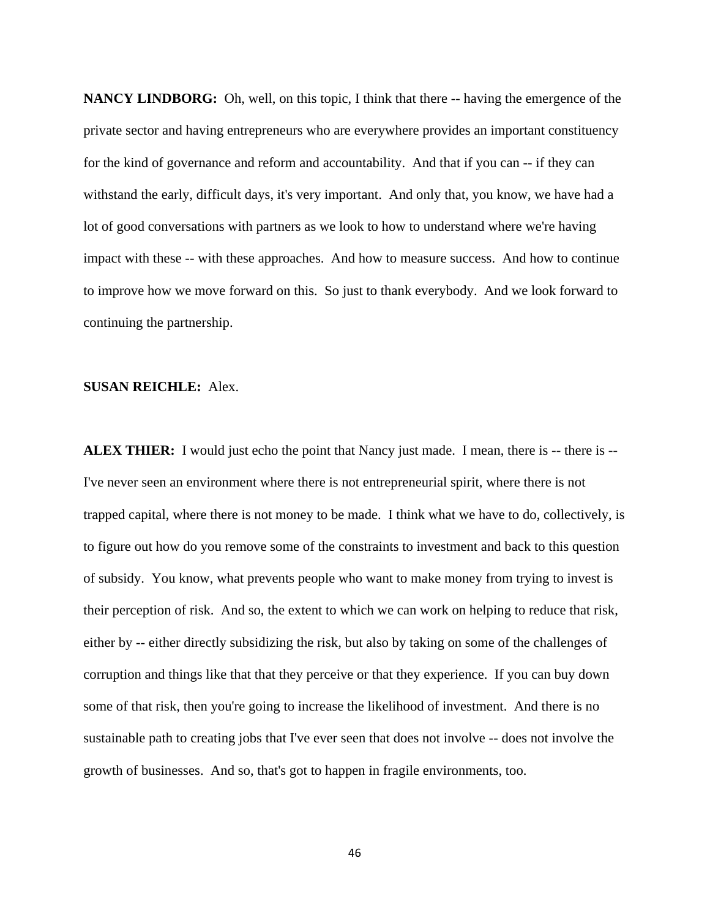**NANCY LINDBORG:** Oh, well, on this topic, I think that there -- having the emergence of the private sector and having entrepreneurs who are everywhere provides an important constituency for the kind of governance and reform and accountability. And that if you can -- if they can withstand the early, difficult days, it's very important. And only that, you know, we have had a lot of good conversations with partners as we look to how to understand where we're having impact with these -- with these approaches. And how to measure success. And how to continue to improve how we move forward on this. So just to thank everybody. And we look forward to continuing the partnership.

**SUSAN REICHLE:** Alex.

**ALEX THIER:** I would just echo the point that Nancy just made. I mean, there is -- there is -- I've never seen an environment where there is not entrepreneurial spirit, where there is not trapped capital, where there is not money to be made. I think what we have to do, collectively, is to figure out how do you remove some of the constraints to investment and back to this question of subsidy. You know, what prevents people who want to make money from trying to invest is their perception of risk. And so, the extent to which we can work on helping to reduce that risk, either by -- either directly subsidizing the risk, but also by taking on some of the challenges of corruption and things like that that they perceive or that they experience. If you can buy down some of that risk, then you're going to increase the likelihood of investment. And there is no sustainable path to creating jobs that I've ever seen that does not involve -- does not involve the growth of businesses. And so, that's got to happen in fragile environments, too.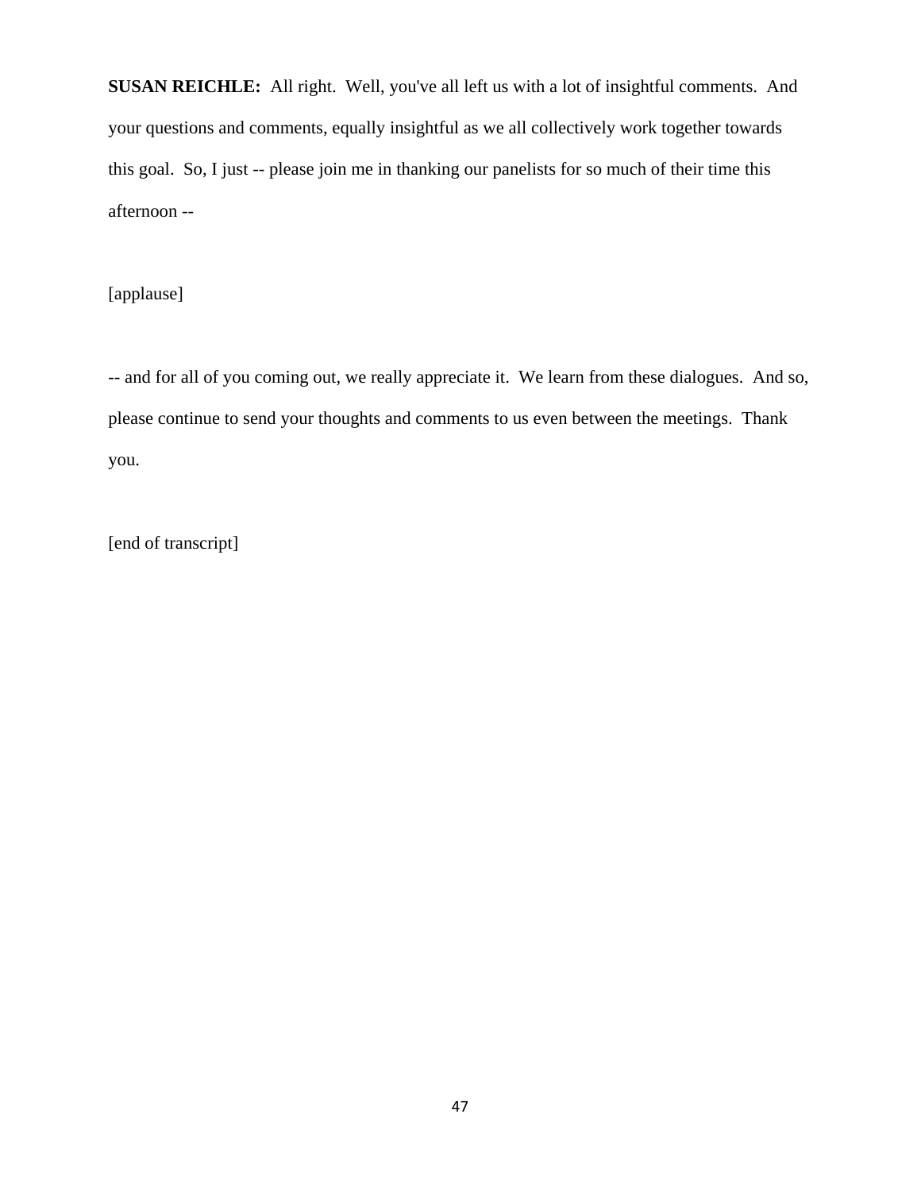**SUSAN REICHLE:** All right. Well, you've all left us with a lot of insightful comments. And your questions and comments, equally insightful as we all collectively work together towards this goal. So, I just -- please join me in thanking our panelists for so much of their time this afternoon --

[applause]

-- and for all of you coming out, we really appreciate it. We learn from these dialogues. And so, please continue to send your thoughts and comments to us even between the meetings. Thank you.

[end of transcript]